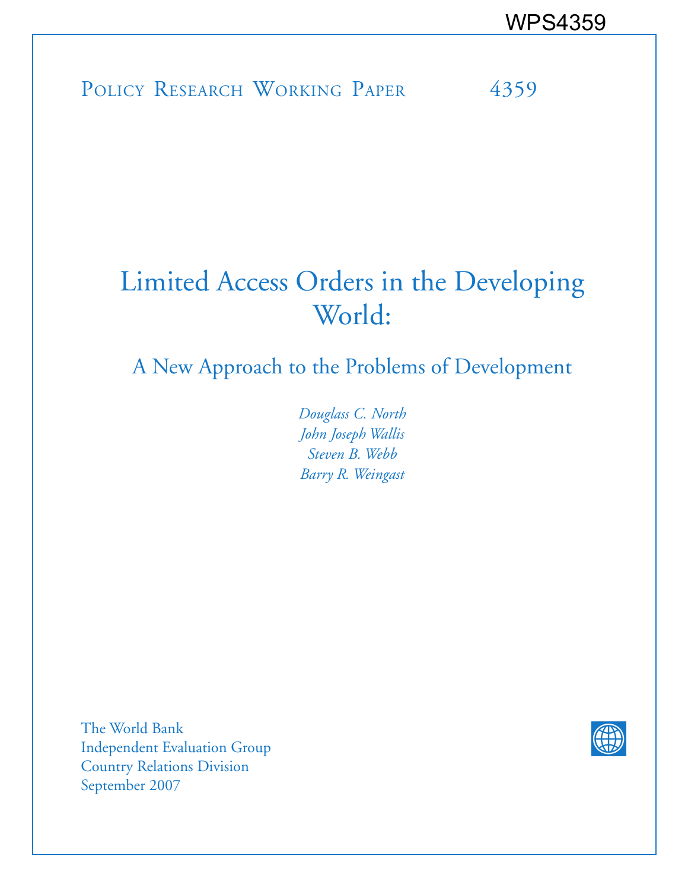WPS4359

Policy Research Working Paper 4359

# Limited Access Orders in the Developing World:

## A New Approach to the Problems of Development

*Douglass C. North*
*John Joseph Wallis*
*Steven B. Webb*
*Barry R. Weingast*

The World Bank
Independent Evaluation Group
Country Relations Division
September 2007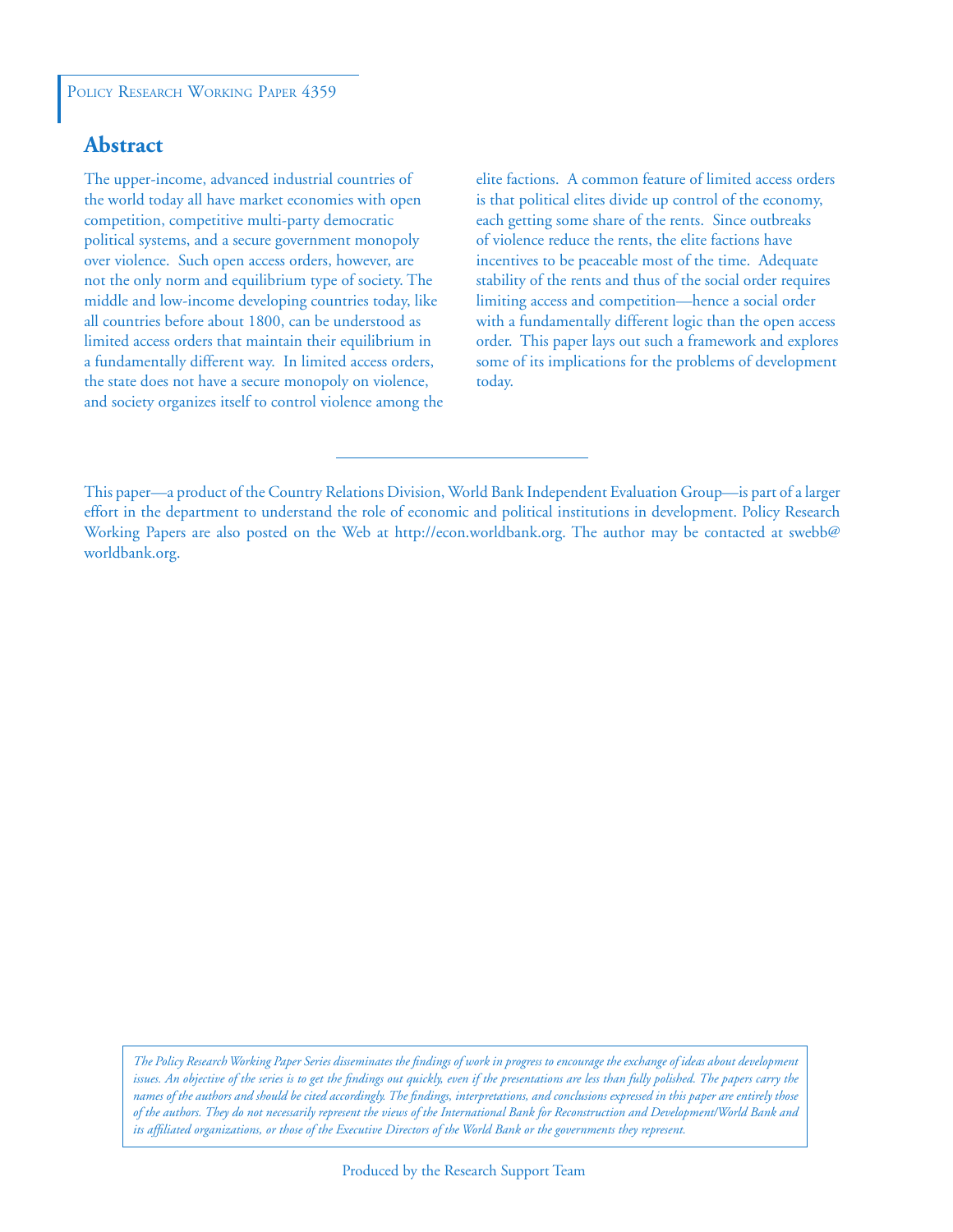Policy Research Working Paper 4359

## Abstract

The upper-income, advanced industrial countries of the world today all have market economies with open competition, competitive multi-party democratic political systems, and a secure government monopoly over violence. Such open access orders, however, are not the only norm and equilibrium type of society. The middle and low-income developing countries today, like all countries before about 1800, can be understood as limited access orders that maintain their equilibrium in a fundamentally different way. In limited access orders, the state does not have a secure monopoly on violence, and society organizes itself to control violence among the elite factions. A common feature of limited access orders is that political elites divide up control of the economy, each getting some share of the rents. Since outbreaks of violence reduce the rents, the elite factions have incentives to be peaceable most of the time. Adequate stability of the rents and thus of the social order requires limiting access and competition—hence a social order with a fundamentally different logic than the open access order. This paper lays out such a framework and explores some of its implications for the problems of development today.

---

This paper—a product of the Country Relations Division, World Bank Independent Evaluation Group—is part of a larger effort in the department to understand the role of economic and political institutions in development. Policy Research Working Papers are also posted on the Web at http://econ.worldbank.org. The author may be contacted at swebb@worldbank.org.

*The Policy Research Working Paper Series disseminates the findings of work in progress to encourage the exchange of ideas about development issues. An objective of the series is to get the findings out quickly, even if the presentations are less than fully polished. The papers carry the names of the authors and should be cited accordingly. The findings, interpretations, and conclusions expressed in this paper are entirely those of the authors. They do not necessarily represent the views of the International Bank for Reconstruction and Development/World Bank and its affiliated organizations, or those of the Executive Directors of the World Bank or the governments they represent.*

Produced by the Research Support Team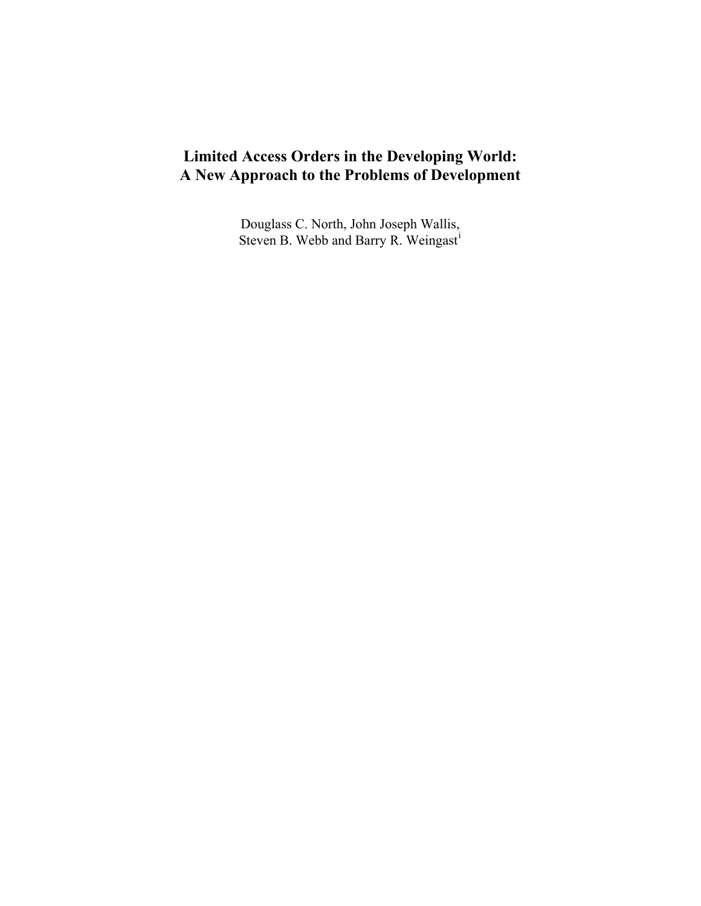# Limited Access Orders in the Developing World: A New Approach to the Problems of Development

Douglass C. North, John Joseph Wallis, Steven B. Webb and Barry R. Weingast[i]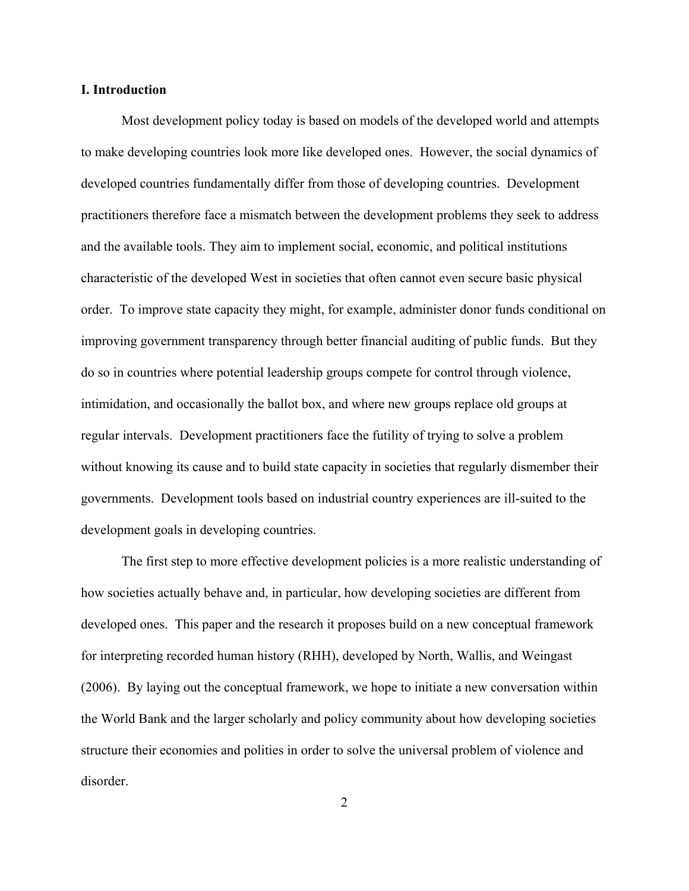## I. Introduction

Most development policy today is based on models of the developed world and attempts to make developing countries look more like developed ones. However, the social dynamics of developed countries fundamentally differ from those of developing countries. Development practitioners therefore face a mismatch between the development problems they seek to address and the available tools. They aim to implement social, economic, and political institutions characteristic of the developed West in societies that often cannot even secure basic physical order. To improve state capacity they might, for example, administer donor funds conditional on improving government transparency through better financial auditing of public funds. But they do so in countries where potential leadership groups compete for control through violence, intimidation, and occasionally the ballot box, and where new groups replace old groups at regular intervals. Development practitioners face the futility of trying to solve a problem without knowing its cause and to build state capacity in societies that regularly dismember their governments. Development tools based on industrial country experiences are ill-suited to the development goals in developing countries.

The first step to more effective development policies is a more realistic understanding of how societies actually behave and, in particular, how developing societies are different from developed ones. This paper and the research it proposes build on a new conceptual framework for interpreting recorded human history (RHH), developed by North, Wallis, and Weingast (2006). By laying out the conceptual framework, we hope to initiate a new conversation within the World Bank and the larger scholarly and policy community about how developing societies structure their economies and polities in order to solve the universal problem of violence and disorder.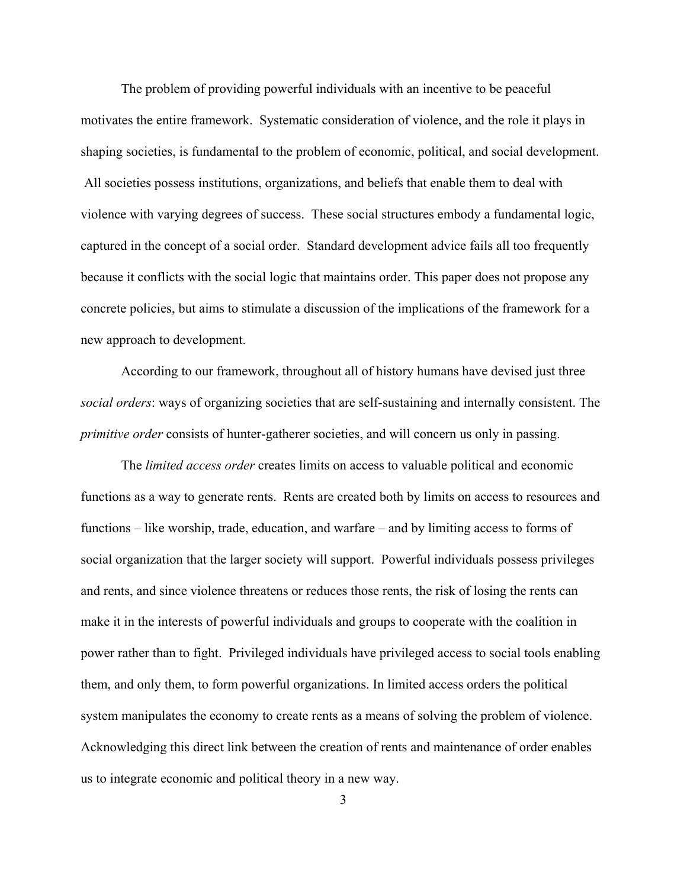The problem of providing powerful individuals with an incentive to be peaceful motivates the entire framework. Systematic consideration of violence, and the role it plays in shaping societies, is fundamental to the problem of economic, political, and social development. All societies possess institutions, organizations, and beliefs that enable them to deal with violence with varying degrees of success. These social structures embody a fundamental logic, captured in the concept of a social order. Standard development advice fails all too frequently because it conflicts with the social logic that maintains order. This paper does not propose any concrete policies, but aims to stimulate a discussion of the implications of the framework for a new approach to development.

According to our framework, throughout all of history humans have devised just three *social orders*: ways of organizing societies that are self-sustaining and internally consistent. The *primitive order* consists of hunter-gatherer societies, and will concern us only in passing.

The *limited access order* creates limits on access to valuable political and economic functions as a way to generate rents. Rents are created both by limits on access to resources and functions – like worship, trade, education, and warfare – and by limiting access to forms of social organization that the larger society will support. Powerful individuals possess privileges and rents, and since violence threatens or reduces those rents, the risk of losing the rents can make it in the interests of powerful individuals and groups to cooperate with the coalition in power rather than to fight. Privileged individuals have privileged access to social tools enabling them, and only them, to form powerful organizations. In limited access orders the political system manipulates the economy to create rents as a means of solving the problem of violence. Acknowledging this direct link between the creation of rents and maintenance of order enables us to integrate economic and political theory in a new way.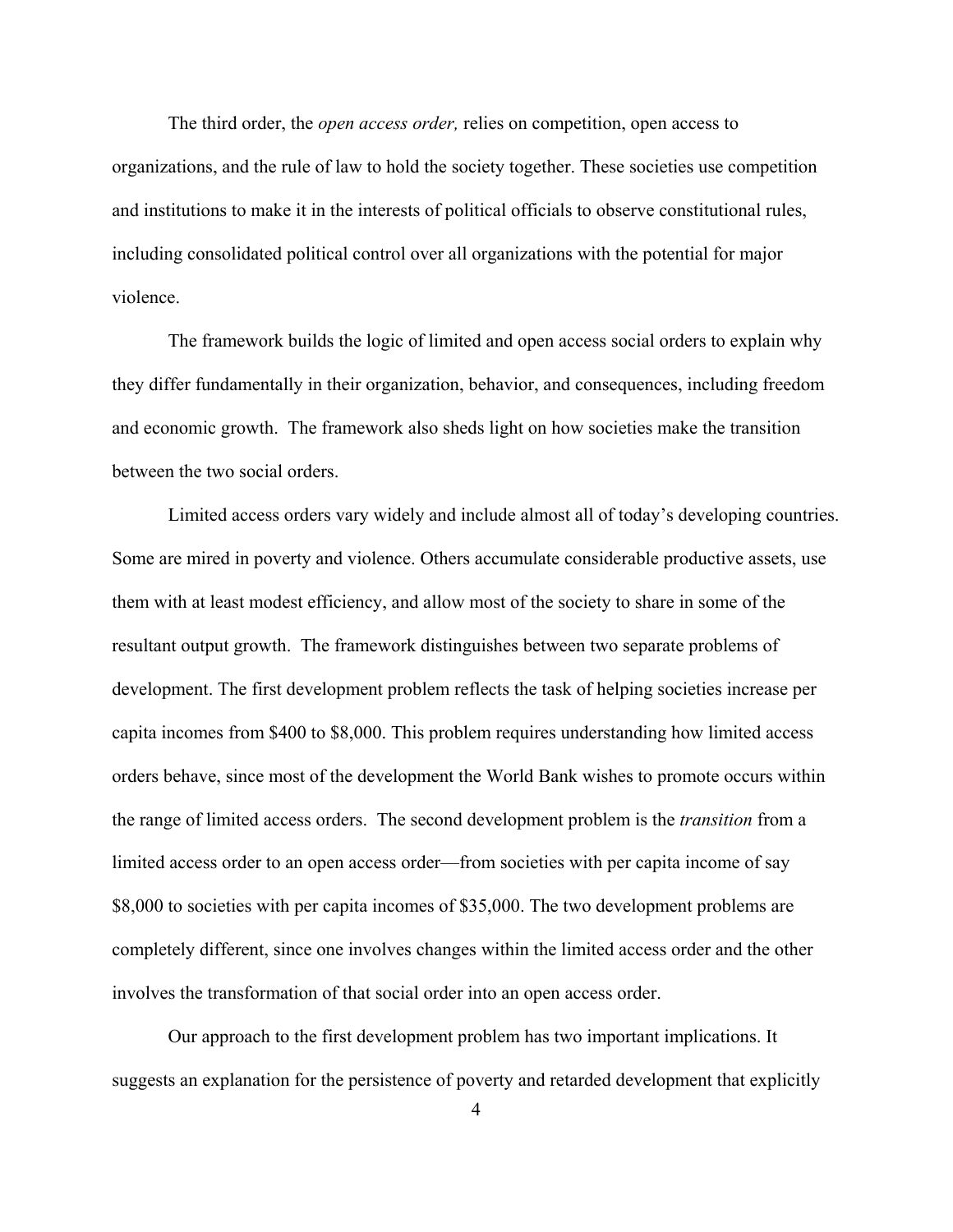The third order, the *open access order,* relies on competition, open access to organizations, and the rule of law to hold the society together. These societies use competition and institutions to make it in the interests of political officials to observe constitutional rules, including consolidated political control over all organizations with the potential for major violence.

The framework builds the logic of limited and open access social orders to explain why they differ fundamentally in their organization, behavior, and consequences, including freedom and economic growth. The framework also sheds light on how societies make the transition between the two social orders.

Limited access orders vary widely and include almost all of today's developing countries. Some are mired in poverty and violence. Others accumulate considerable productive assets, use them with at least modest efficiency, and allow most of the society to share in some of the resultant output growth. The framework distinguishes between two separate problems of development. The first development problem reflects the task of helping societies increase per capita incomes from $400 to $8,000. This problem requires understanding how limited access orders behave, since most of the development the World Bank wishes to promote occurs within the range of limited access orders. The second development problem is the *transition* from a limited access order to an open access order—from societies with per capita income of say $8,000 to societies with per capita incomes of $35,000. The two development problems are completely different, since one involves changes within the limited access order and the other involves the transformation of that social order into an open access order.

Our approach to the first development problem has two important implications. It suggests an explanation for the persistence of poverty and retarded development that explicitly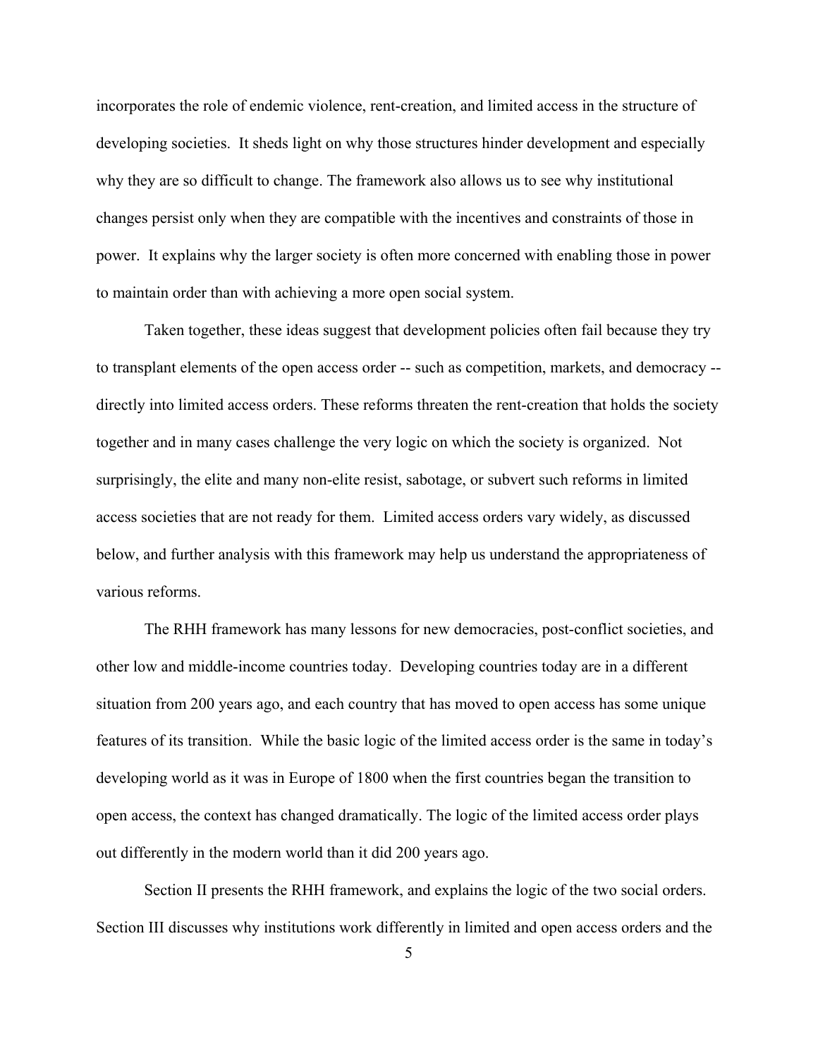incorporates the role of endemic violence, rent-creation, and limited access in the structure of developing societies. It sheds light on why those structures hinder development and especially why they are so difficult to change. The framework also allows us to see why institutional changes persist only when they are compatible with the incentives and constraints of those in power. It explains why the larger society is often more concerned with enabling those in power to maintain order than with achieving a more open social system.

Taken together, these ideas suggest that development policies often fail because they try to transplant elements of the open access order -- such as competition, markets, and democracy -- directly into limited access orders. These reforms threaten the rent-creation that holds the society together and in many cases challenge the very logic on which the society is organized. Not surprisingly, the elite and many non-elite resist, sabotage, or subvert such reforms in limited access societies that are not ready for them. Limited access orders vary widely, as discussed below, and further analysis with this framework may help us understand the appropriateness of various reforms.

The RHH framework has many lessons for new democracies, post-conflict societies, and other low and middle-income countries today. Developing countries today are in a different situation from 200 years ago, and each country that has moved to open access has some unique features of its transition. While the basic logic of the limited access order is the same in today's developing world as it was in Europe of 1800 when the first countries began the transition to open access, the context has changed dramatically. The logic of the limited access order plays out differently in the modern world than it did 200 years ago.

Section II presents the RHH framework, and explains the logic of the two social orders. Section III discusses why institutions work differently in limited and open access orders and the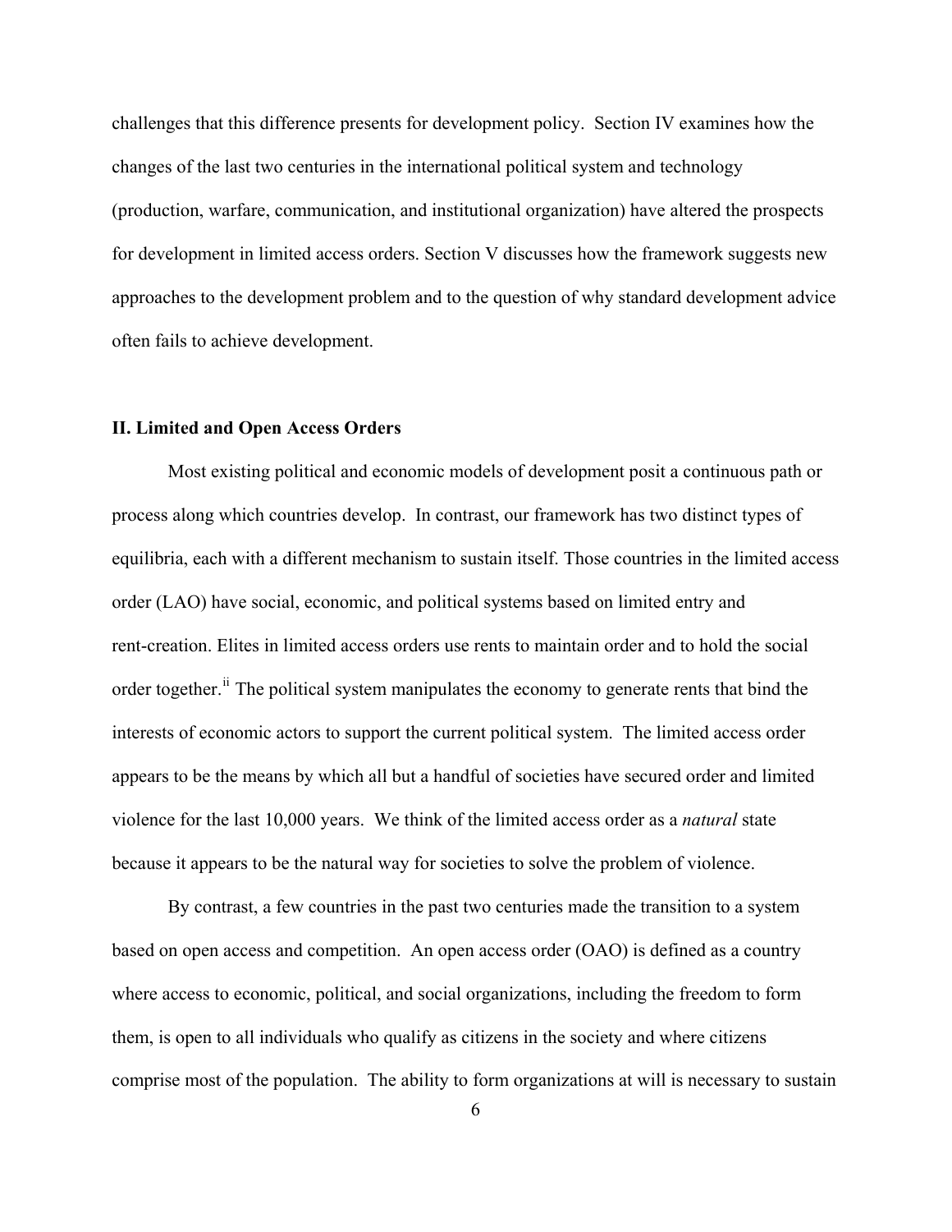challenges that this difference presents for development policy. Section IV examines how the changes of the last two centuries in the international political system and technology (production, warfare, communication, and institutional organization) have altered the prospects for development in limited access orders. Section V discusses how the framework suggests new approaches to the development problem and to the question of why standard development advice often fails to achieve development.

## II. Limited and Open Access Orders

Most existing political and economic models of development posit a continuous path or process along which countries develop. In contrast, our framework has two distinct types of equilibria, each with a different mechanism to sustain itself. Those countries in the limited access order (LAO) have social, economic, and political systems based on limited entry and rent-creation. Elites in limited access orders use rents to maintain order and to hold the social order together.[ii] The political system manipulates the economy to generate rents that bind the interests of economic actors to support the current political system. The limited access order appears to be the means by which all but a handful of societies have secured order and limited violence for the last 10,000 years. We think of the limited access order as a *natural* state because it appears to be the natural way for societies to solve the problem of violence.

By contrast, a few countries in the past two centuries made the transition to a system based on open access and competition. An open access order (OAO) is defined as a country where access to economic, political, and social organizations, including the freedom to form them, is open to all individuals who qualify as citizens in the society and where citizens comprise most of the population. The ability to form organizations at will is necessary to sustain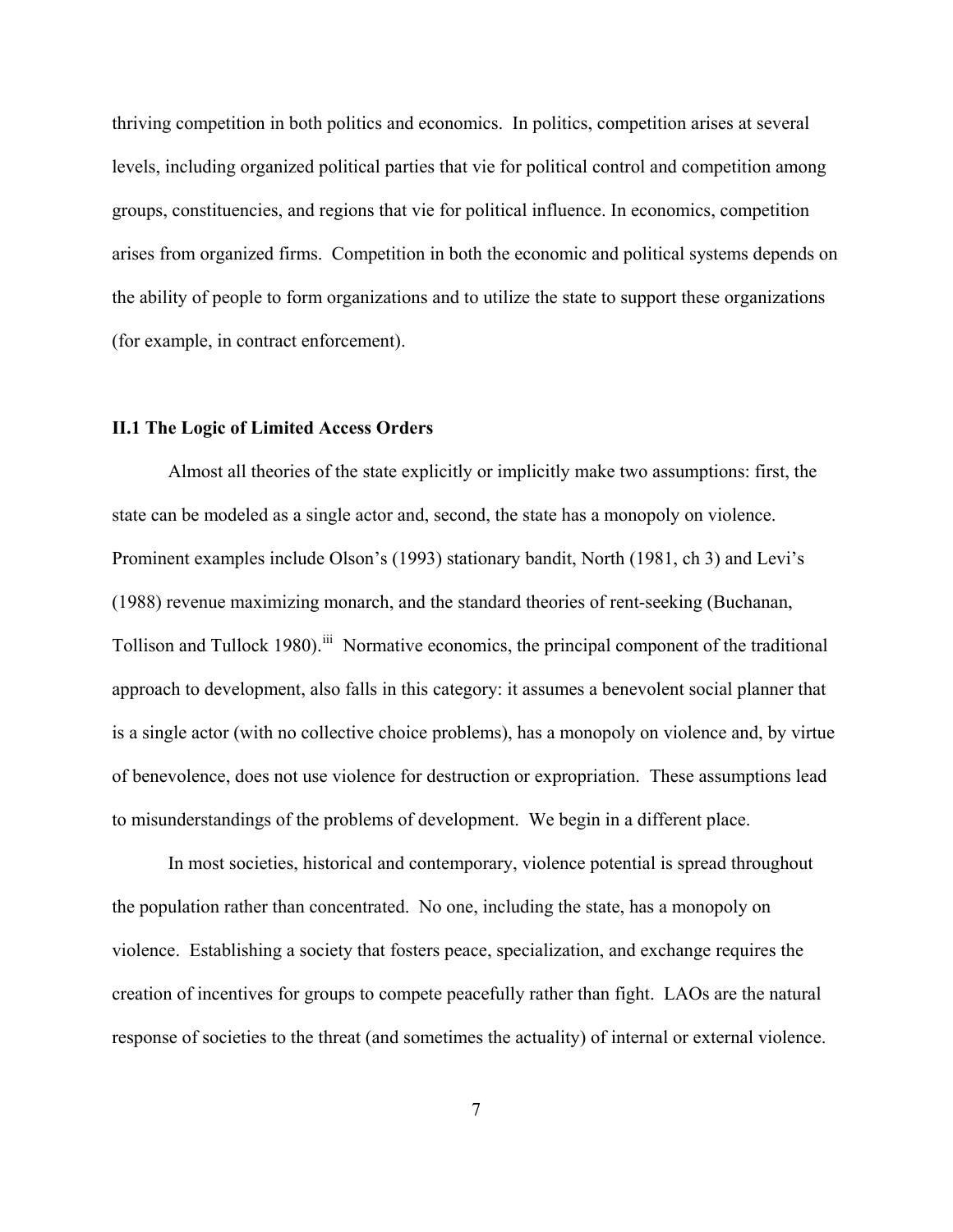thriving competition in both politics and economics. In politics, competition arises at several levels, including organized political parties that vie for political control and competition among groups, constituencies, and regions that vie for political influence. In economics, competition arises from organized firms. Competition in both the economic and political systems depends on the ability of people to form organizations and to utilize the state to support these organizations (for example, in contract enforcement).

### II.1 The Logic of Limited Access Orders

Almost all theories of the state explicitly or implicitly make two assumptions: first, the state can be modeled as a single actor and, second, the state has a monopoly on violence. Prominent examples include Olson's (1993) stationary bandit, North (1981, ch 3) and Levi's (1988) revenue maximizing monarch, and the standard theories of rent-seeking (Buchanan, Tollison and Tullock 1980).[iii] Normative economics, the principal component of the traditional approach to development, also falls in this category: it assumes a benevolent social planner that is a single actor (with no collective choice problems), has a monopoly on violence and, by virtue of benevolence, does not use violence for destruction or expropriation. These assumptions lead to misunderstandings of the problems of development. We begin in a different place.

In most societies, historical and contemporary, violence potential is spread throughout the population rather than concentrated. No one, including the state, has a monopoly on violence. Establishing a society that fosters peace, specialization, and exchange requires the creation of incentives for groups to compete peacefully rather than fight. LAOs are the natural response of societies to the threat (and sometimes the actuality) of internal or external violence.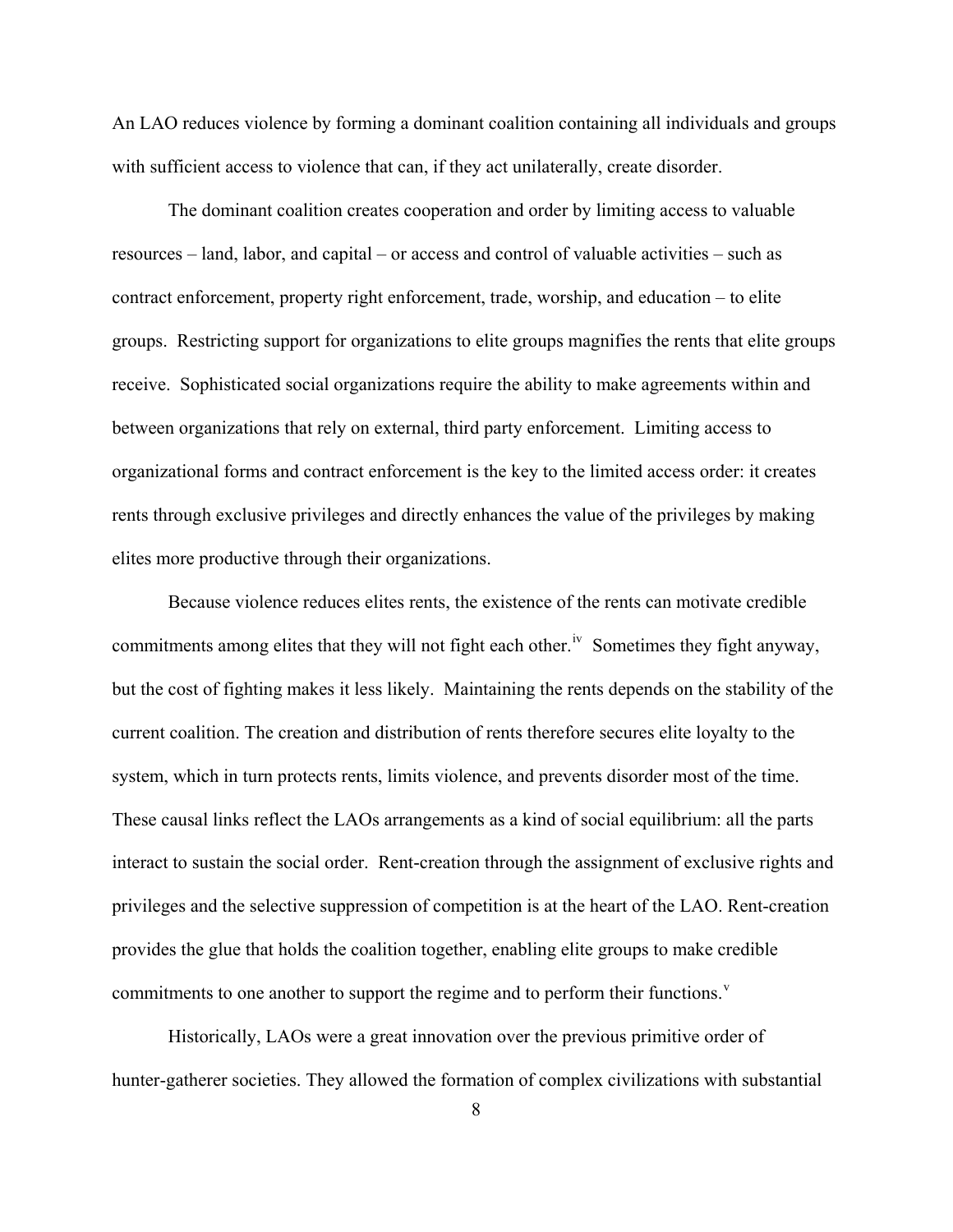An LAO reduces violence by forming a dominant coalition containing all individuals and groups with sufficient access to violence that can, if they act unilaterally, create disorder.

The dominant coalition creates cooperation and order by limiting access to valuable resources – land, labor, and capital – or access and control of valuable activities – such as contract enforcement, property right enforcement, trade, worship, and education – to elite groups. Restricting support for organizations to elite groups magnifies the rents that elite groups receive. Sophisticated social organizations require the ability to make agreements within and between organizations that rely on external, third party enforcement. Limiting access to organizational forms and contract enforcement is the key to the limited access order: it creates rents through exclusive privileges and directly enhances the value of the privileges by making elites more productive through their organizations.

Because violence reduces elites rents, the existence of the rents can motivate credible commitments among elites that they will not fight each other.[iv] Sometimes they fight anyway, but the cost of fighting makes it less likely. Maintaining the rents depends on the stability of the current coalition. The creation and distribution of rents therefore secures elite loyalty to the system, which in turn protects rents, limits violence, and prevents disorder most of the time. These causal links reflect the LAOs arrangements as a kind of social equilibrium: all the parts interact to sustain the social order. Rent-creation through the assignment of exclusive rights and privileges and the selective suppression of competition is at the heart of the LAO. Rent-creation provides the glue that holds the coalition together, enabling elite groups to make credible commitments to one another to support the regime and to perform their functions.[v]

Historically, LAOs were a great innovation over the previous primitive order of hunter-gatherer societies. They allowed the formation of complex civilizations with substantial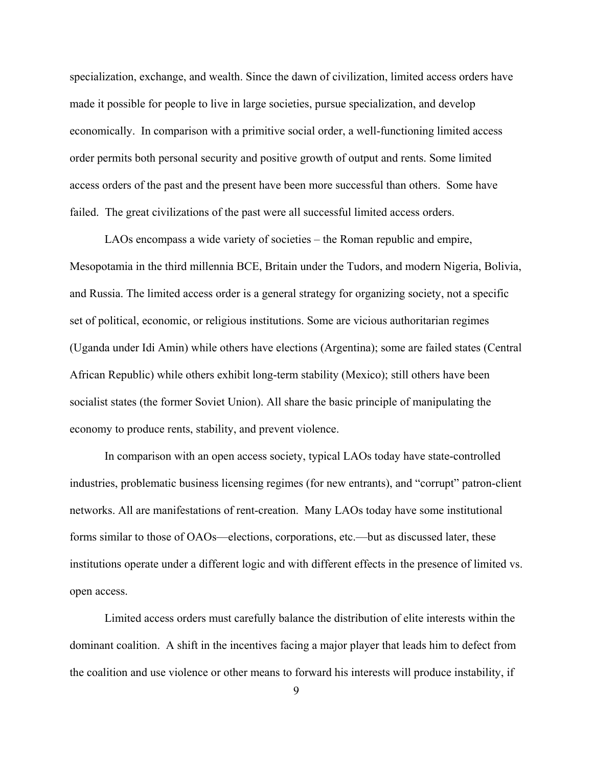specialization, exchange, and wealth. Since the dawn of civilization, limited access orders have made it possible for people to live in large societies, pursue specialization, and develop economically. In comparison with a primitive social order, a well-functioning limited access order permits both personal security and positive growth of output and rents. Some limited access orders of the past and the present have been more successful than others. Some have failed. The great civilizations of the past were all successful limited access orders.

LAOs encompass a wide variety of societies – the Roman republic and empire, Mesopotamia in the third millennia BCE, Britain under the Tudors, and modern Nigeria, Bolivia, and Russia. The limited access order is a general strategy for organizing society, not a specific set of political, economic, or religious institutions. Some are vicious authoritarian regimes (Uganda under Idi Amin) while others have elections (Argentina); some are failed states (Central African Republic) while others exhibit long-term stability (Mexico); still others have been socialist states (the former Soviet Union). All share the basic principle of manipulating the economy to produce rents, stability, and prevent violence.

In comparison with an open access society, typical LAOs today have state-controlled industries, problematic business licensing regimes (for new entrants), and "corrupt" patron-client networks. All are manifestations of rent-creation. Many LAOs today have some institutional forms similar to those of OAOs—elections, corporations, etc.—but as discussed later, these institutions operate under a different logic and with different effects in the presence of limited vs. open access.

Limited access orders must carefully balance the distribution of elite interests within the dominant coalition. A shift in the incentives facing a major player that leads him to defect from the coalition and use violence or other means to forward his interests will produce instability, if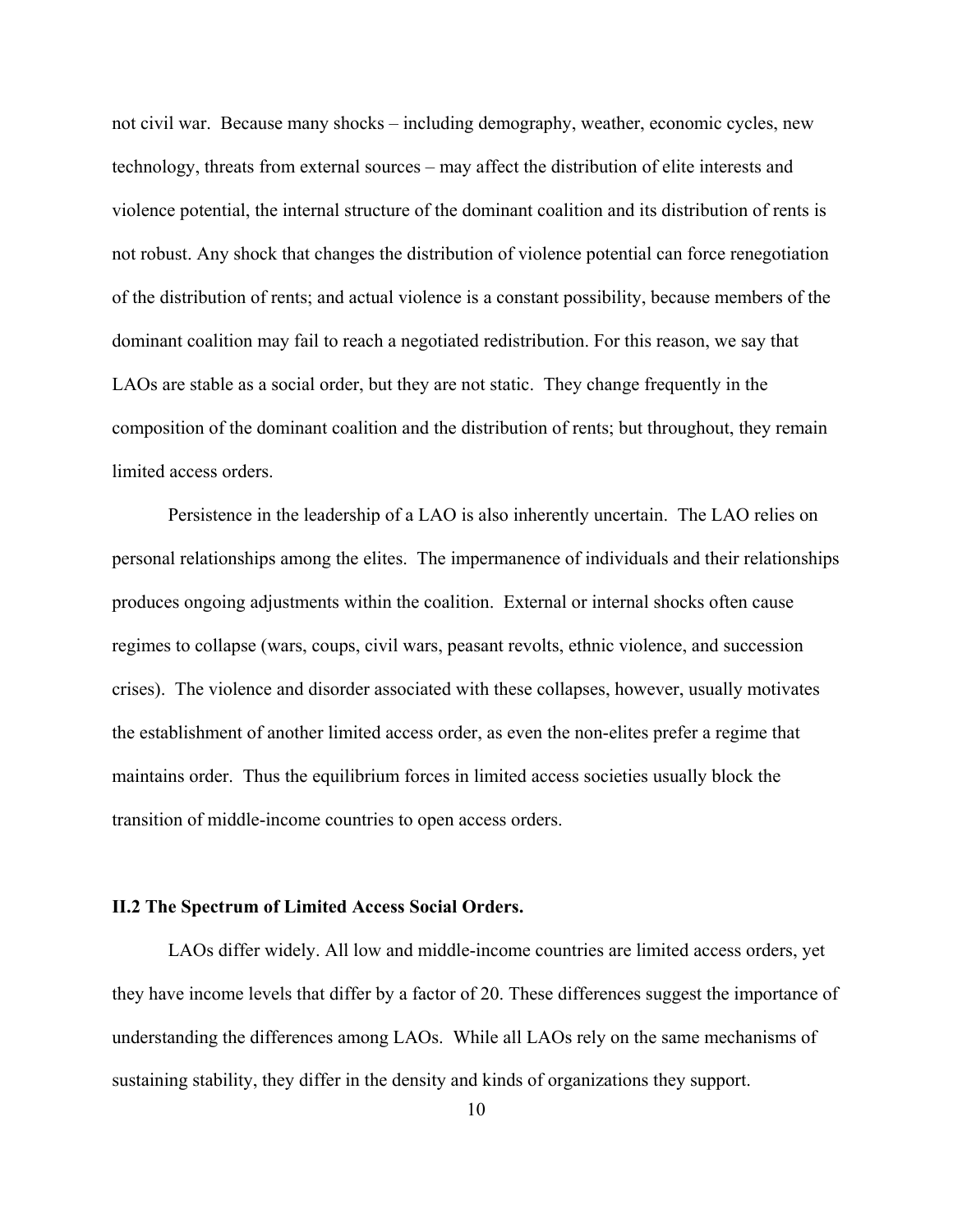not civil war. Because many shocks – including demography, weather, economic cycles, new technology, threats from external sources – may affect the distribution of elite interests and violence potential, the internal structure of the dominant coalition and its distribution of rents is not robust. Any shock that changes the distribution of violence potential can force renegotiation of the distribution of rents; and actual violence is a constant possibility, because members of the dominant coalition may fail to reach a negotiated redistribution. For this reason, we say that LAOs are stable as a social order, but they are not static. They change frequently in the composition of the dominant coalition and the distribution of rents; but throughout, they remain limited access orders.

Persistence in the leadership of a LAO is also inherently uncertain. The LAO relies on personal relationships among the elites. The impermanence of individuals and their relationships produces ongoing adjustments within the coalition. External or internal shocks often cause regimes to collapse (wars, coups, civil wars, peasant revolts, ethnic violence, and succession crises). The violence and disorder associated with these collapses, however, usually motivates the establishment of another limited access order, as even the non-elites prefer a regime that maintains order. Thus the equilibrium forces in limited access societies usually block the transition of middle-income countries to open access orders.

### II.2 The Spectrum of Limited Access Social Orders.

LAOs differ widely. All low and middle-income countries are limited access orders, yet they have income levels that differ by a factor of 20. These differences suggest the importance of understanding the differences among LAOs. While all LAOs rely on the same mechanisms of sustaining stability, they differ in the density and kinds of organizations they support.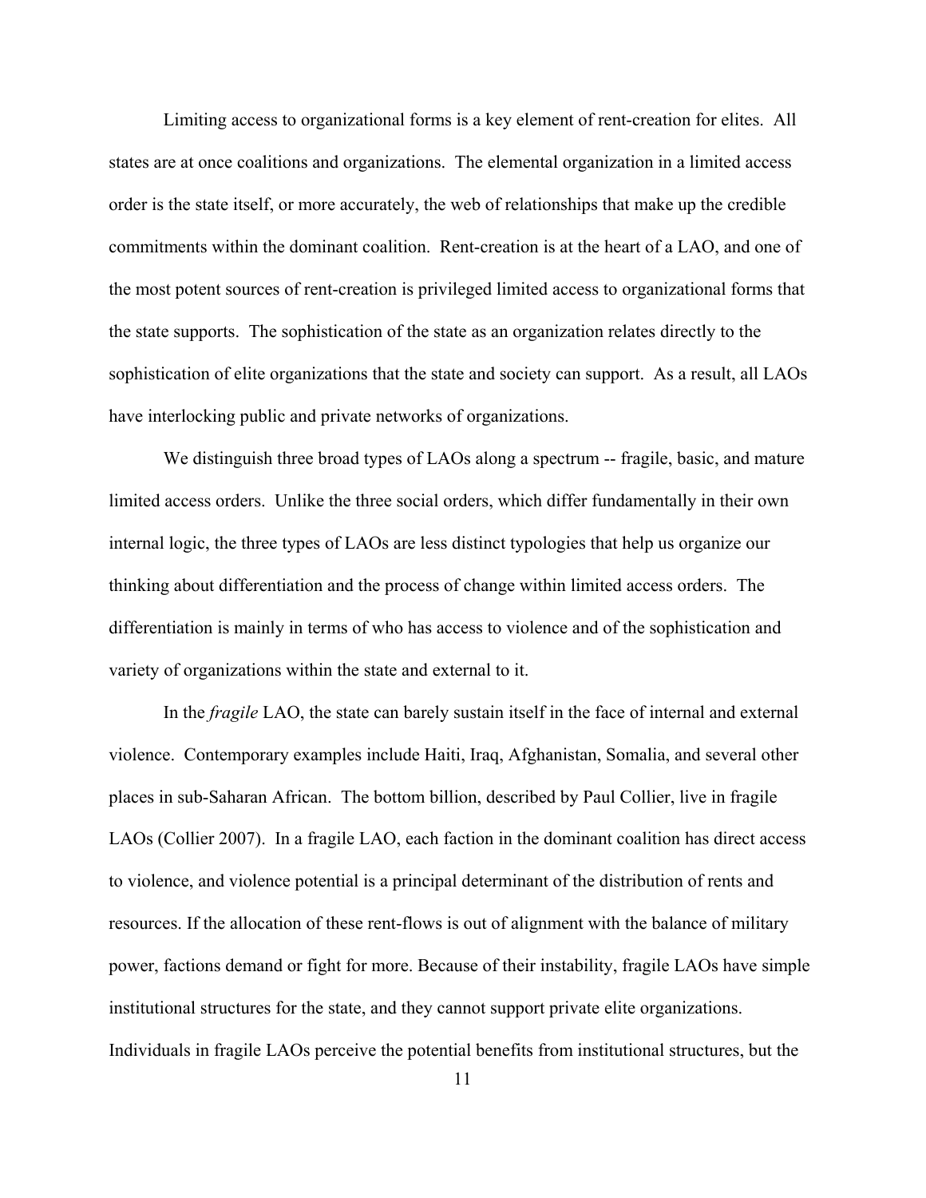Limiting access to organizational forms is a key element of rent-creation for elites. All states are at once coalitions and organizations. The elemental organization in a limited access order is the state itself, or more accurately, the web of relationships that make up the credible commitments within the dominant coalition. Rent-creation is at the heart of a LAO, and one of the most potent sources of rent-creation is privileged limited access to organizational forms that the state supports. The sophistication of the state as an organization relates directly to the sophistication of elite organizations that the state and society can support. As a result, all LAOs have interlocking public and private networks of organizations.

We distinguish three broad types of LAOs along a spectrum -- fragile, basic, and mature limited access orders. Unlike the three social orders, which differ fundamentally in their own internal logic, the three types of LAOs are less distinct typologies that help us organize our thinking about differentiation and the process of change within limited access orders. The differentiation is mainly in terms of who has access to violence and of the sophistication and variety of organizations within the state and external to it.

In the *fragile* LAO, the state can barely sustain itself in the face of internal and external violence. Contemporary examples include Haiti, Iraq, Afghanistan, Somalia, and several other places in sub-Saharan African. The bottom billion, described by Paul Collier, live in fragile LAOs (Collier 2007). In a fragile LAO, each faction in the dominant coalition has direct access to violence, and violence potential is a principal determinant of the distribution of rents and resources. If the allocation of these rent-flows is out of alignment with the balance of military power, factions demand or fight for more. Because of their instability, fragile LAOs have simple institutional structures for the state, and they cannot support private elite organizations. Individuals in fragile LAOs perceive the potential benefits from institutional structures, but the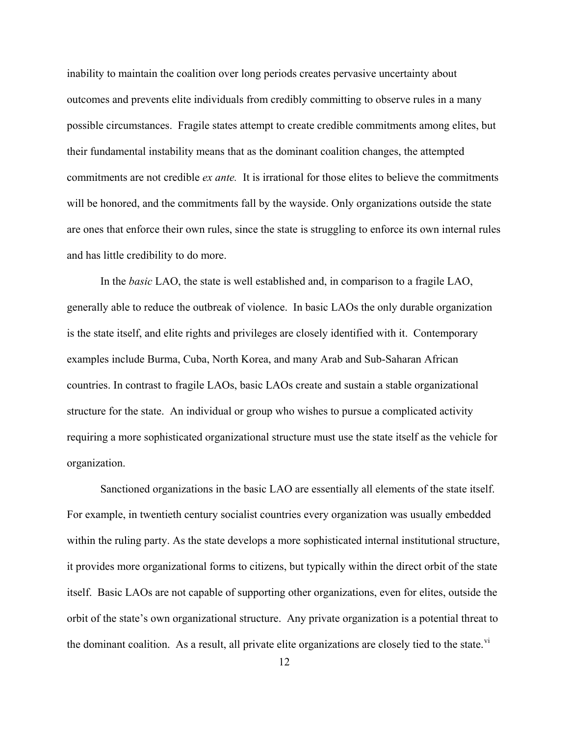inability to maintain the coalition over long periods creates pervasive uncertainty about outcomes and prevents elite individuals from credibly committing to observe rules in a many possible circumstances. Fragile states attempt to create credible commitments among elites, but their fundamental instability means that as the dominant coalition changes, the attempted commitments are not credible *ex ante.* It is irrational for those elites to believe the commitments will be honored, and the commitments fall by the wayside. Only organizations outside the state are ones that enforce their own rules, since the state is struggling to enforce its own internal rules and has little credibility to do more.

In the *basic* LAO, the state is well established and, in comparison to a fragile LAO, generally able to reduce the outbreak of violence. In basic LAOs the only durable organization is the state itself, and elite rights and privileges are closely identified with it. Contemporary examples include Burma, Cuba, North Korea, and many Arab and Sub-Saharan African countries. In contrast to fragile LAOs, basic LAOs create and sustain a stable organizational structure for the state. An individual or group who wishes to pursue a complicated activity requiring a more sophisticated organizational structure must use the state itself as the vehicle for organization.

Sanctioned organizations in the basic LAO are essentially all elements of the state itself. For example, in twentieth century socialist countries every organization was usually embedded within the ruling party. As the state develops a more sophisticated internal institutional structure, it provides more organizational forms to citizens, but typically within the direct orbit of the state itself. Basic LAOs are not capable of supporting other organizations, even for elites, outside the orbit of the state's own organizational structure. Any private organization is a potential threat to the dominant coalition. As a result, all private elite organizations are closely tied to the state.[vi]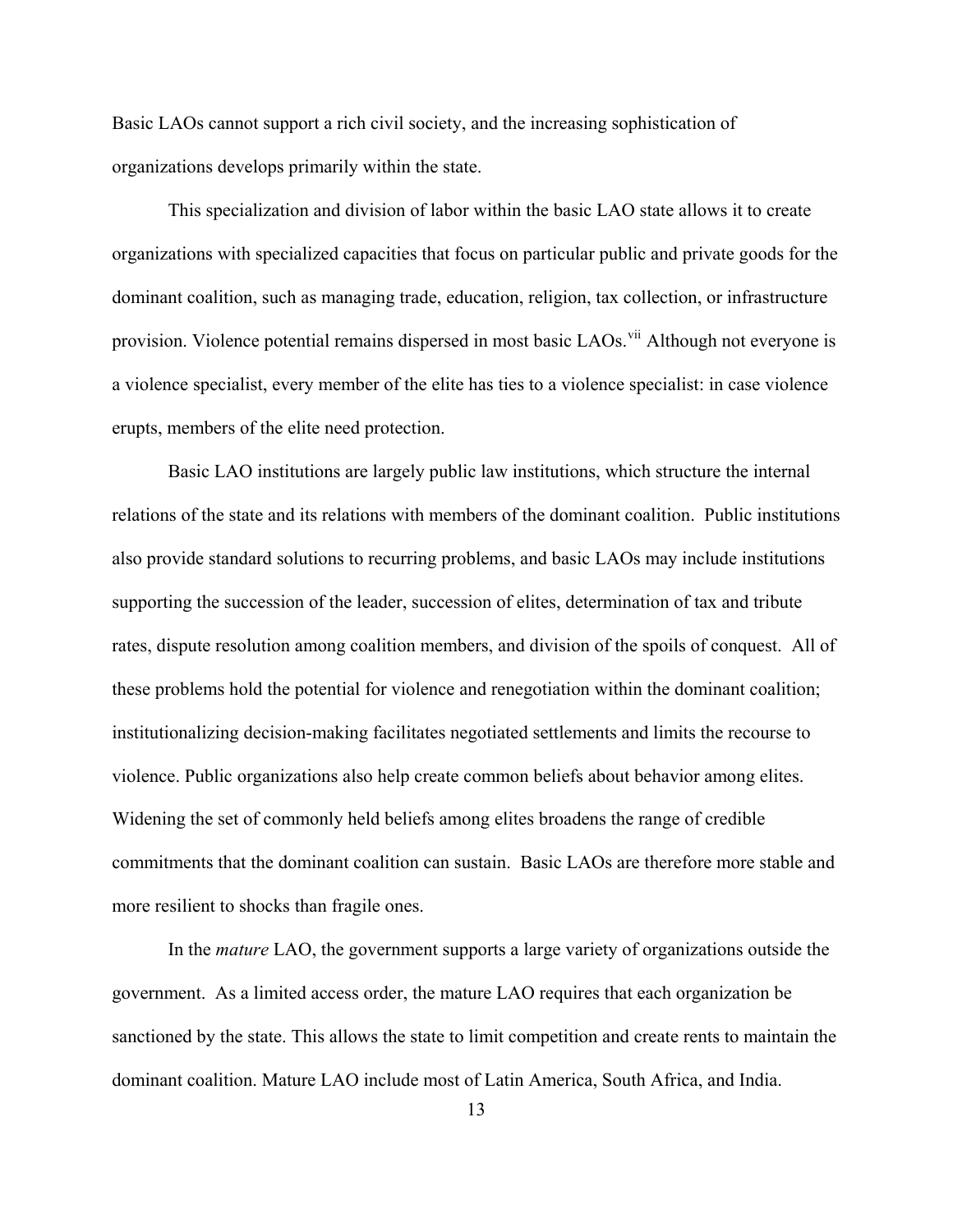Basic LAOs cannot support a rich civil society, and the increasing sophistication of organizations develops primarily within the state.

This specialization and division of labor within the basic LAO state allows it to create organizations with specialized capacities that focus on particular public and private goods for the dominant coalition, such as managing trade, education, religion, tax collection, or infrastructure provision. Violence potential remains dispersed in most basic LAOs.[vii] Although not everyone is a violence specialist, every member of the elite has ties to a violence specialist: in case violence erupts, members of the elite need protection.

Basic LAO institutions are largely public law institutions, which structure the internal relations of the state and its relations with members of the dominant coalition. Public institutions also provide standard solutions to recurring problems, and basic LAOs may include institutions supporting the succession of the leader, succession of elites, determination of tax and tribute rates, dispute resolution among coalition members, and division of the spoils of conquest. All of these problems hold the potential for violence and renegotiation within the dominant coalition; institutionalizing decision-making facilitates negotiated settlements and limits the recourse to violence. Public organizations also help create common beliefs about behavior among elites. Widening the set of commonly held beliefs among elites broadens the range of credible commitments that the dominant coalition can sustain. Basic LAOs are therefore more stable and more resilient to shocks than fragile ones.

In the *mature* LAO, the government supports a large variety of organizations outside the government. As a limited access order, the mature LAO requires that each organization be sanctioned by the state. This allows the state to limit competition and create rents to maintain the dominant coalition. Mature LAO include most of Latin America, South Africa, and India.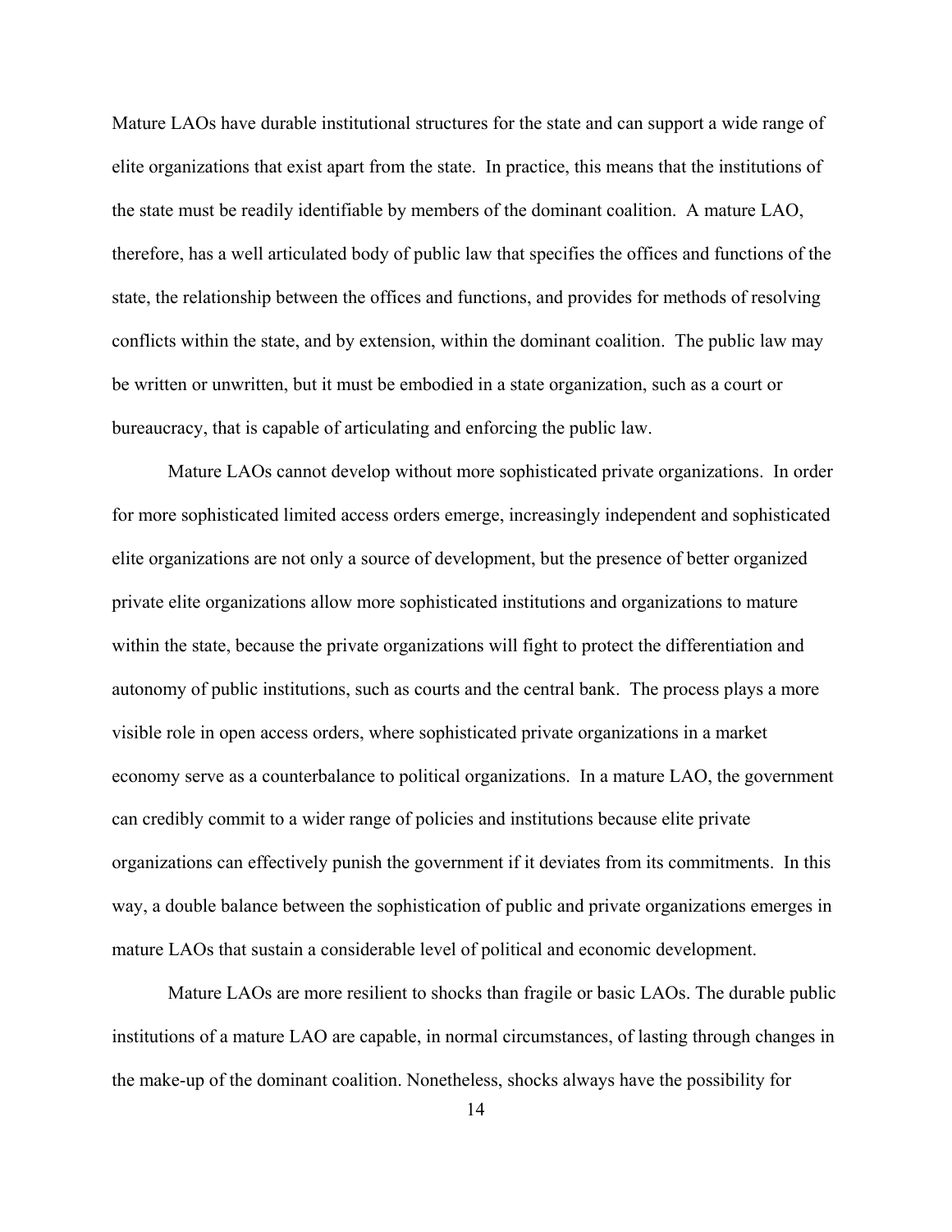Mature LAOs have durable institutional structures for the state and can support a wide range of elite organizations that exist apart from the state. In practice, this means that the institutions of the state must be readily identifiable by members of the dominant coalition. A mature LAO, therefore, has a well articulated body of public law that specifies the offices and functions of the state, the relationship between the offices and functions, and provides for methods of resolving conflicts within the state, and by extension, within the dominant coalition. The public law may be written or unwritten, but it must be embodied in a state organization, such as a court or bureaucracy, that is capable of articulating and enforcing the public law.

Mature LAOs cannot develop without more sophisticated private organizations. In order for more sophisticated limited access orders emerge, increasingly independent and sophisticated elite organizations are not only a source of development, but the presence of better organized private elite organizations allow more sophisticated institutions and organizations to mature within the state, because the private organizations will fight to protect the differentiation and autonomy of public institutions, such as courts and the central bank. The process plays a more visible role in open access orders, where sophisticated private organizations in a market economy serve as a counterbalance to political organizations. In a mature LAO, the government can credibly commit to a wider range of policies and institutions because elite private organizations can effectively punish the government if it deviates from its commitments. In this way, a double balance between the sophistication of public and private organizations emerges in mature LAOs that sustain a considerable level of political and economic development.

Mature LAOs are more resilient to shocks than fragile or basic LAOs. The durable public institutions of a mature LAO are capable, in normal circumstances, of lasting through changes in the make-up of the dominant coalition. Nonetheless, shocks always have the possibility for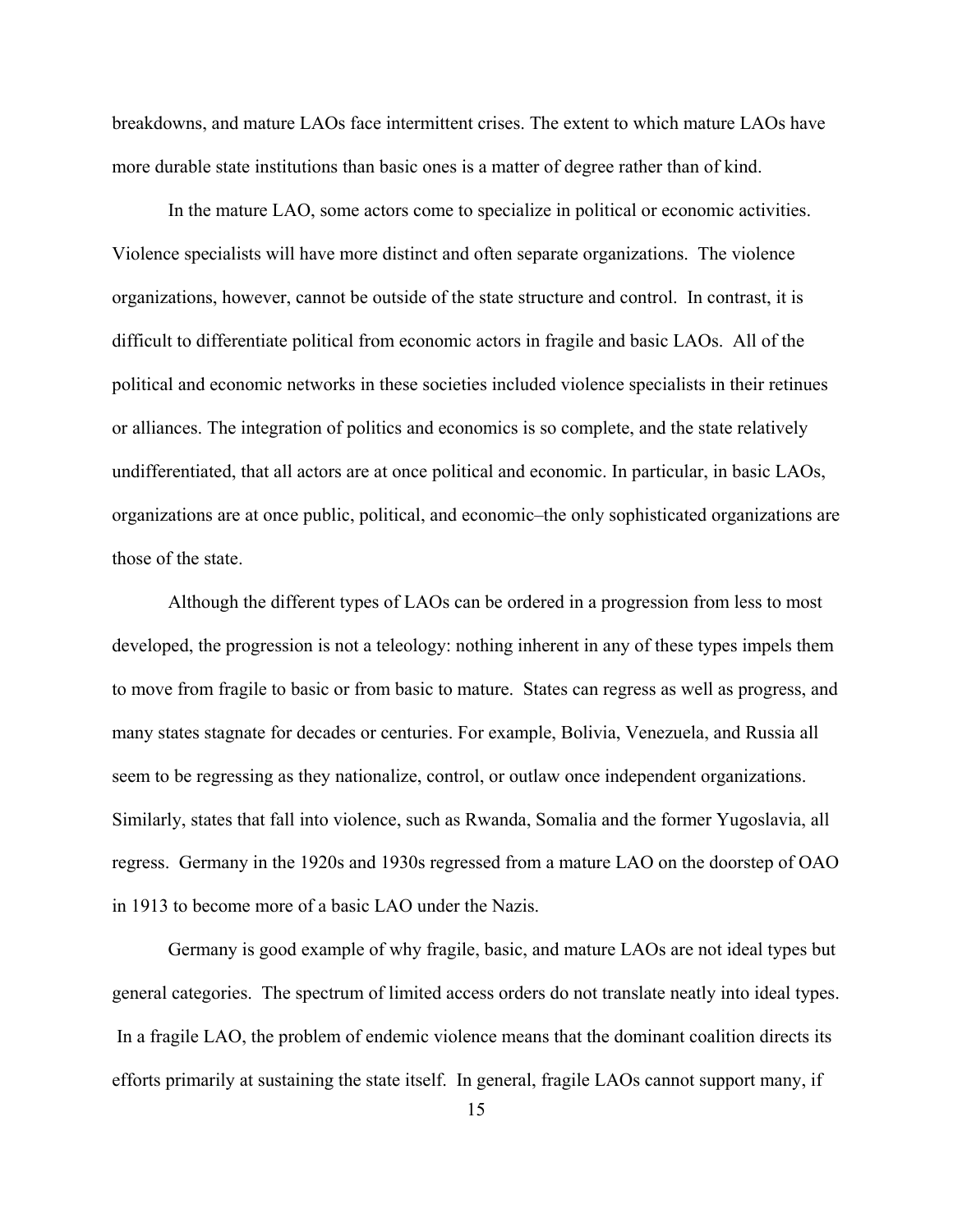breakdowns, and mature LAOs face intermittent crises. The extent to which mature LAOs have more durable state institutions than basic ones is a matter of degree rather than of kind.

In the mature LAO, some actors come to specialize in political or economic activities. Violence specialists will have more distinct and often separate organizations. The violence organizations, however, cannot be outside of the state structure and control. In contrast, it is difficult to differentiate political from economic actors in fragile and basic LAOs. All of the political and economic networks in these societies included violence specialists in their retinues or alliances. The integration of politics and economics is so complete, and the state relatively undifferentiated, that all actors are at once political and economic. In particular, in basic LAOs, organizations are at once public, political, and economic–the only sophisticated organizations are those of the state.

Although the different types of LAOs can be ordered in a progression from less to most developed, the progression is not a teleology: nothing inherent in any of these types impels them to move from fragile to basic or from basic to mature. States can regress as well as progress, and many states stagnate for decades or centuries. For example, Bolivia, Venezuela, and Russia all seem to be regressing as they nationalize, control, or outlaw once independent organizations. Similarly, states that fall into violence, such as Rwanda, Somalia and the former Yugoslavia, all regress. Germany in the 1920s and 1930s regressed from a mature LAO on the doorstep of OAO in 1913 to become more of a basic LAO under the Nazis.

Germany is good example of why fragile, basic, and mature LAOs are not ideal types but general categories. The spectrum of limited access orders do not translate neatly into ideal types. In a fragile LAO, the problem of endemic violence means that the dominant coalition directs its efforts primarily at sustaining the state itself. In general, fragile LAOs cannot support many, if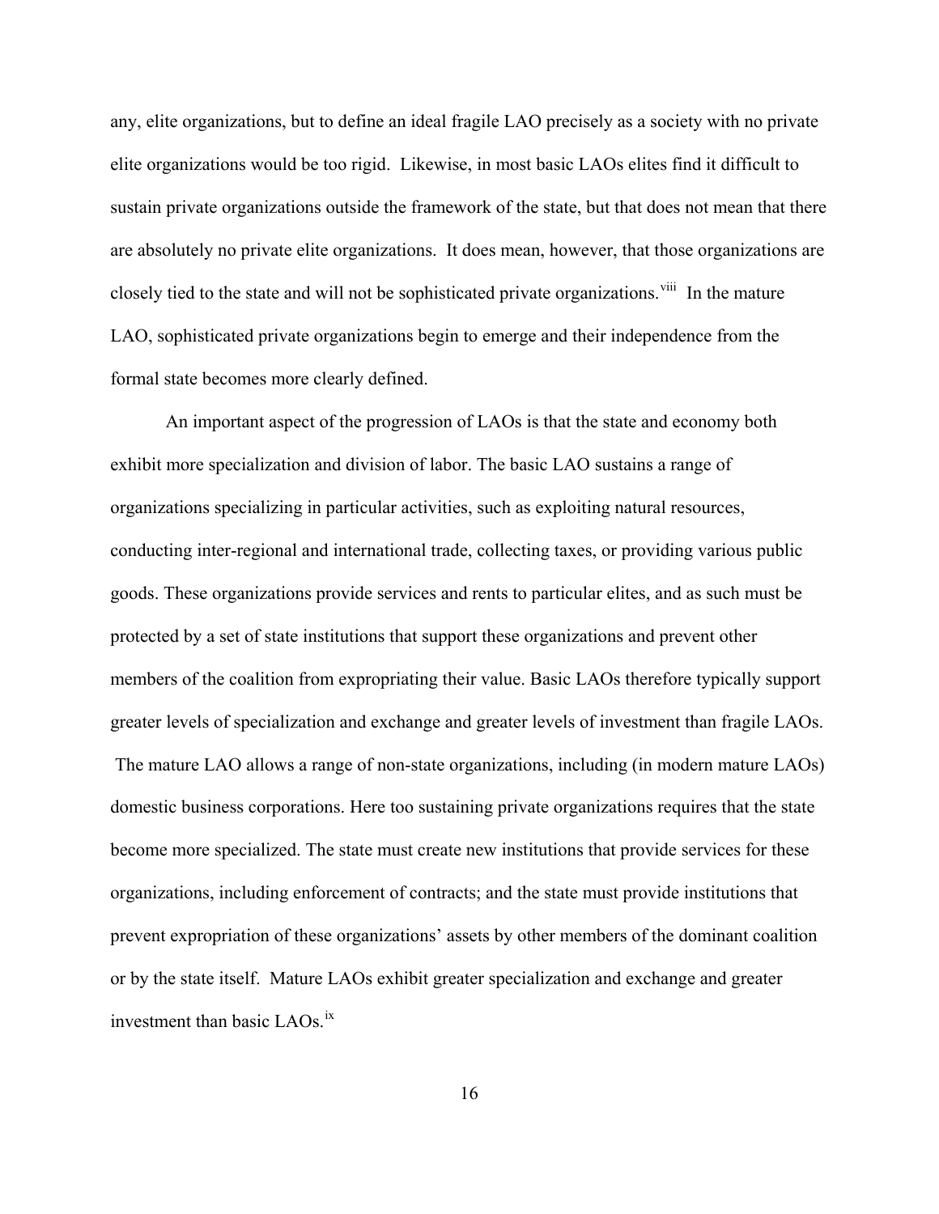any, elite organizations, but to define an ideal fragile LAO precisely as a society with no private elite organizations would be too rigid. Likewise, in most basic LAOs elites find it difficult to sustain private organizations outside the framework of the state, but that does not mean that there are absolutely no private elite organizations. It does mean, however, that those organizations are closely tied to the state and will not be sophisticated private organizations.[viii] In the mature LAO, sophisticated private organizations begin to emerge and their independence from the formal state becomes more clearly defined.

An important aspect of the progression of LAOs is that the state and economy both exhibit more specialization and division of labor. The basic LAO sustains a range of organizations specializing in particular activities, such as exploiting natural resources, conducting inter-regional and international trade, collecting taxes, or providing various public goods. These organizations provide services and rents to particular elites, and as such must be protected by a set of state institutions that support these organizations and prevent other members of the coalition from expropriating their value. Basic LAOs therefore typically support greater levels of specialization and exchange and greater levels of investment than fragile LAOs. The mature LAO allows a range of non-state organizations, including (in modern mature LAOs) domestic business corporations. Here too sustaining private organizations requires that the state become more specialized. The state must create new institutions that provide services for these organizations, including enforcement of contracts; and the state must provide institutions that prevent expropriation of these organizations' assets by other members of the dominant coalition or by the state itself. Mature LAOs exhibit greater specialization and exchange and greater investment than basic LAOs.[ix]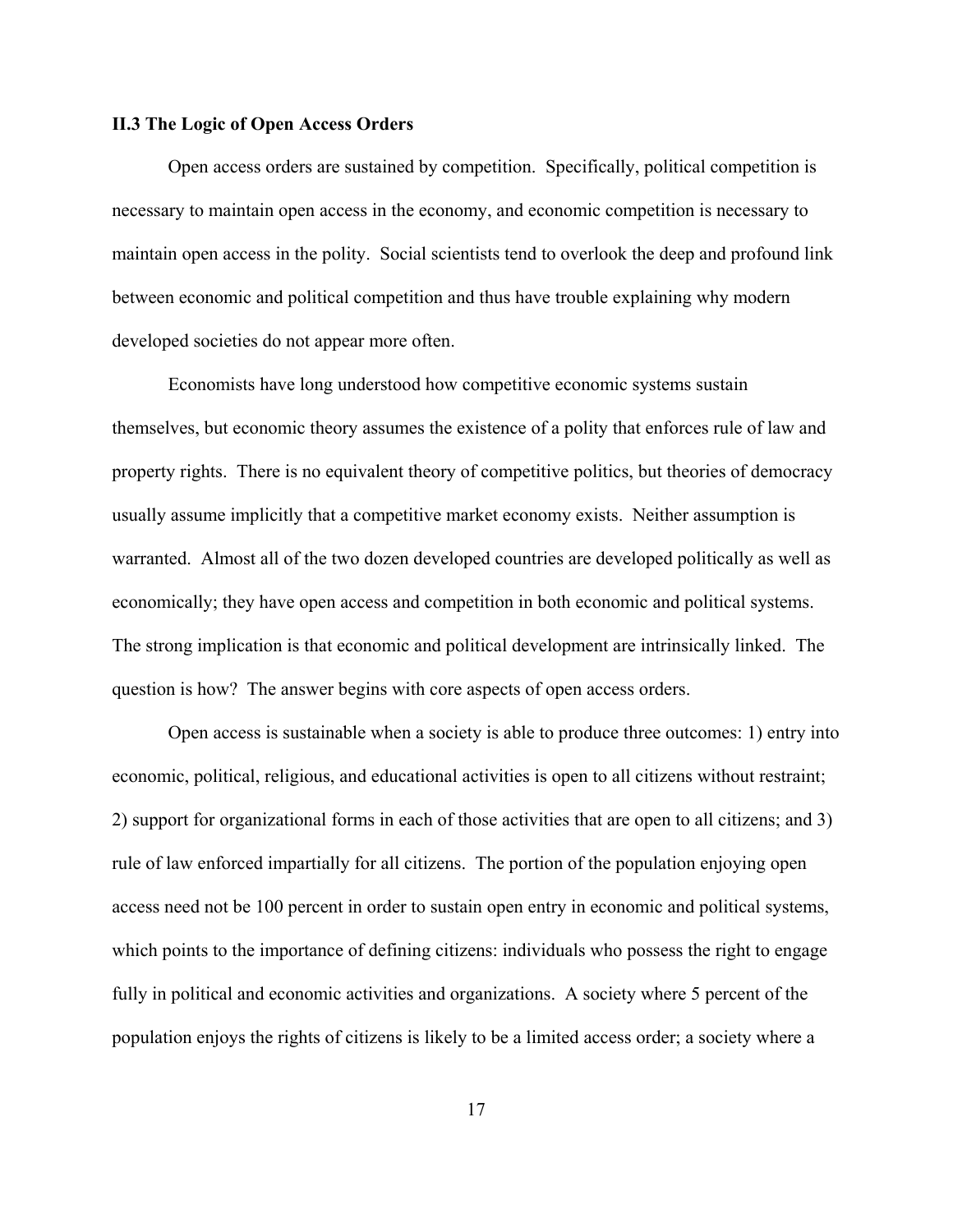### II.3 The Logic of Open Access Orders

Open access orders are sustained by competition. Specifically, political competition is necessary to maintain open access in the economy, and economic competition is necessary to maintain open access in the polity. Social scientists tend to overlook the deep and profound link between economic and political competition and thus have trouble explaining why modern developed societies do not appear more often.

Economists have long understood how competitive economic systems sustain themselves, but economic theory assumes the existence of a polity that enforces rule of law and property rights. There is no equivalent theory of competitive politics, but theories of democracy usually assume implicitly that a competitive market economy exists. Neither assumption is warranted. Almost all of the two dozen developed countries are developed politically as well as economically; they have open access and competition in both economic and political systems. The strong implication is that economic and political development are intrinsically linked. The question is how? The answer begins with core aspects of open access orders.

Open access is sustainable when a society is able to produce three outcomes: 1) entry into economic, political, religious, and educational activities is open to all citizens without restraint; 2) support for organizational forms in each of those activities that are open to all citizens; and 3) rule of law enforced impartially for all citizens. The portion of the population enjoying open access need not be 100 percent in order to sustain open entry in economic and political systems, which points to the importance of defining citizens: individuals who possess the right to engage fully in political and economic activities and organizations. A society where 5 percent of the population enjoys the rights of citizens is likely to be a limited access order; a society where a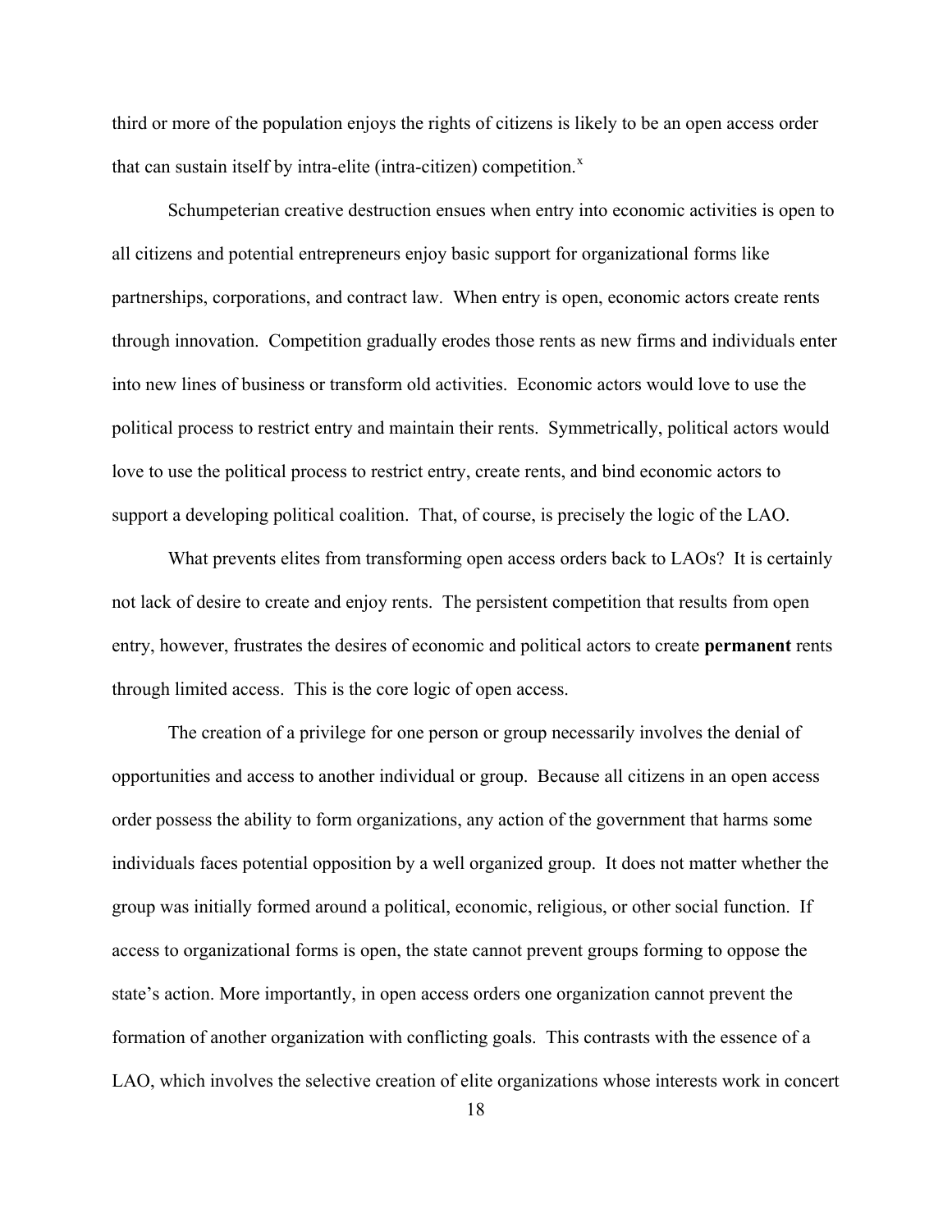third or more of the population enjoys the rights of citizens is likely to be an open access order that can sustain itself by intra-elite (intra-citizen) competition.[x]

Schumpeterian creative destruction ensues when entry into economic activities is open to all citizens and potential entrepreneurs enjoy basic support for organizational forms like partnerships, corporations, and contract law. When entry is open, economic actors create rents through innovation. Competition gradually erodes those rents as new firms and individuals enter into new lines of business or transform old activities. Economic actors would love to use the political process to restrict entry and maintain their rents. Symmetrically, political actors would love to use the political process to restrict entry, create rents, and bind economic actors to support a developing political coalition. That, of course, is precisely the logic of the LAO.

What prevents elites from transforming open access orders back to LAOs? It is certainly not lack of desire to create and enjoy rents. The persistent competition that results from open entry, however, frustrates the desires of economic and political actors to create **permanent** rents through limited access. This is the core logic of open access.

The creation of a privilege for one person or group necessarily involves the denial of opportunities and access to another individual or group. Because all citizens in an open access order possess the ability to form organizations, any action of the government that harms some individuals faces potential opposition by a well organized group. It does not matter whether the group was initially formed around a political, economic, religious, or other social function. If access to organizational forms is open, the state cannot prevent groups forming to oppose the state's action. More importantly, in open access orders one organization cannot prevent the formation of another organization with conflicting goals. This contrasts with the essence of a LAO, which involves the selective creation of elite organizations whose interests work in concert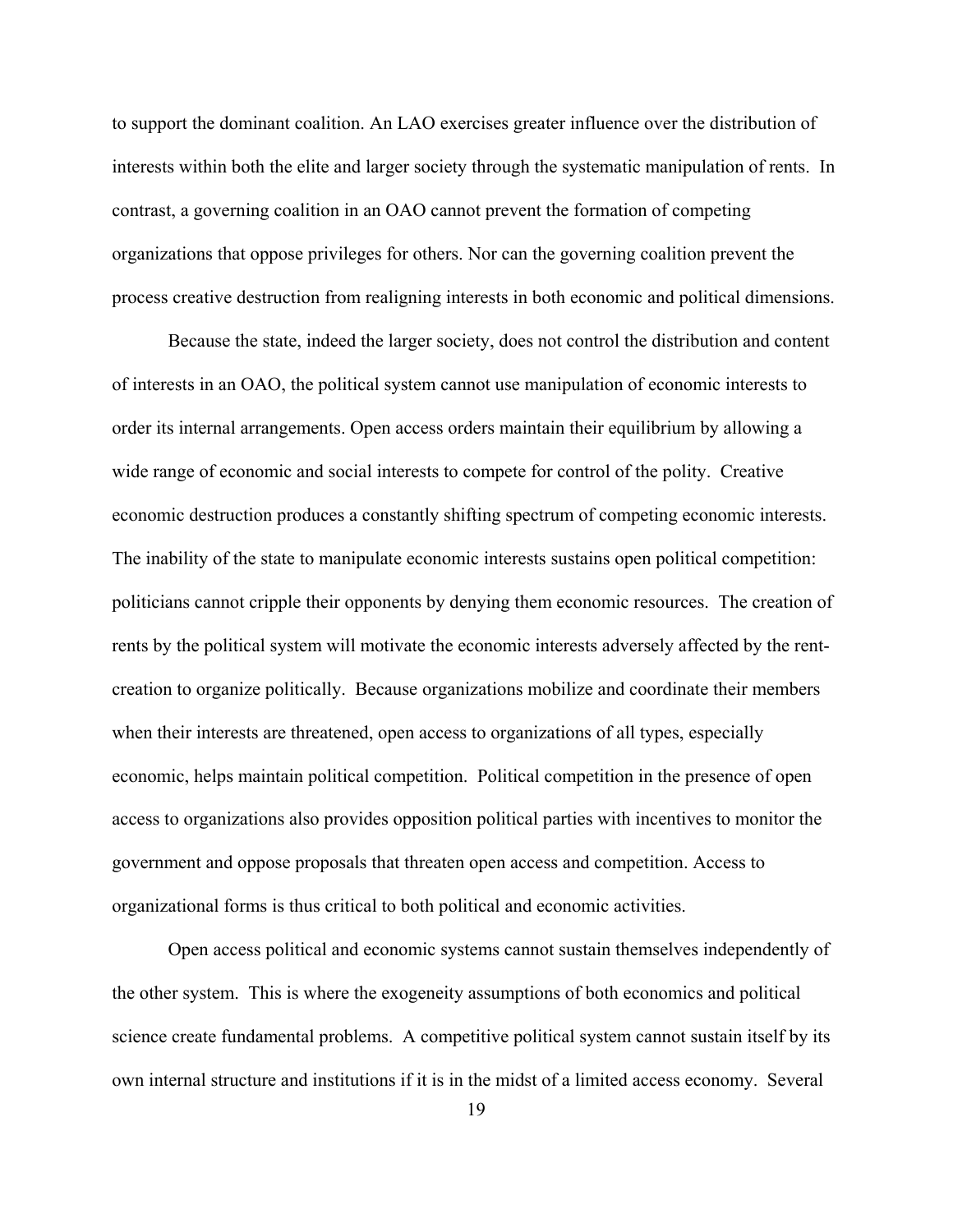to support the dominant coalition. An LAO exercises greater influence over the distribution of interests within both the elite and larger society through the systematic manipulation of rents. In contrast, a governing coalition in an OAO cannot prevent the formation of competing organizations that oppose privileges for others. Nor can the governing coalition prevent the process creative destruction from realigning interests in both economic and political dimensions.

Because the state, indeed the larger society, does not control the distribution and content of interests in an OAO, the political system cannot use manipulation of economic interests to order its internal arrangements. Open access orders maintain their equilibrium by allowing a wide range of economic and social interests to compete for control of the polity. Creative economic destruction produces a constantly shifting spectrum of competing economic interests. The inability of the state to manipulate economic interests sustains open political competition: politicians cannot cripple their opponents by denying them economic resources. The creation of rents by the political system will motivate the economic interests adversely affected by the rent-creation to organize politically. Because organizations mobilize and coordinate their members when their interests are threatened, open access to organizations of all types, especially economic, helps maintain political competition. Political competition in the presence of open access to organizations also provides opposition political parties with incentives to monitor the government and oppose proposals that threaten open access and competition. Access to organizational forms is thus critical to both political and economic activities.

Open access political and economic systems cannot sustain themselves independently of the other system. This is where the exogeneity assumptions of both economics and political science create fundamental problems. A competitive political system cannot sustain itself by its own internal structure and institutions if it is in the midst of a limited access economy. Several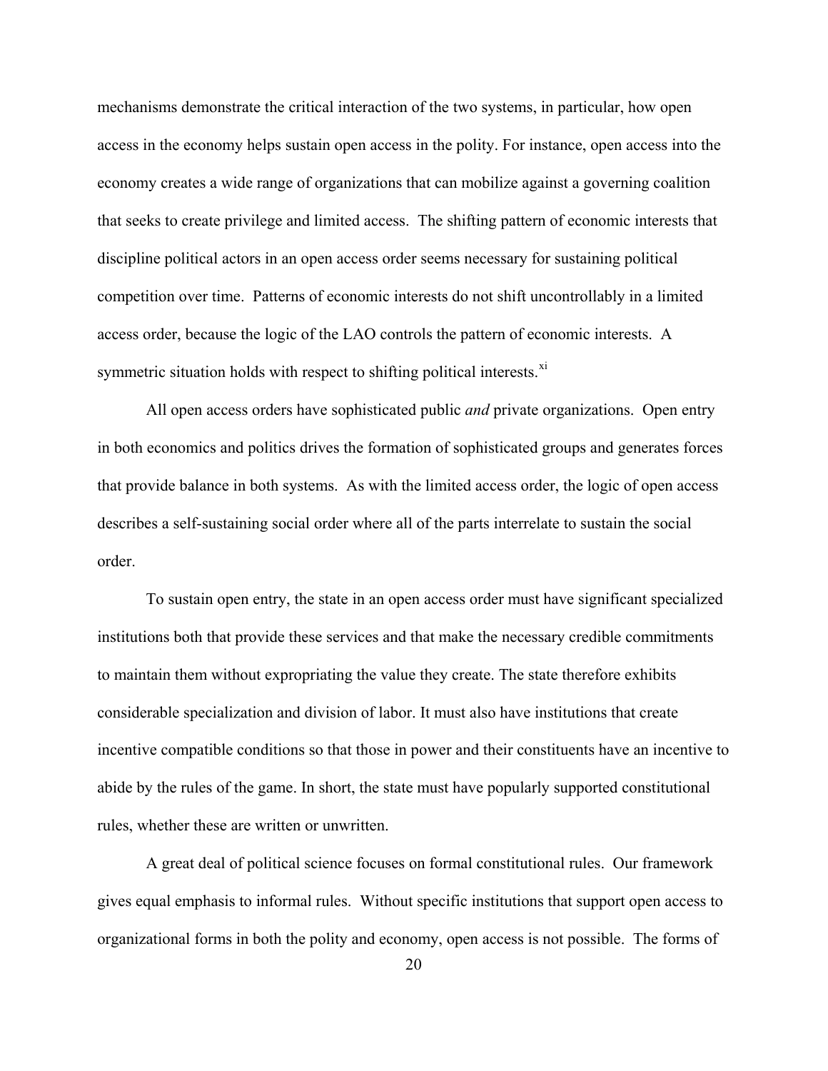mechanisms demonstrate the critical interaction of the two systems, in particular, how open access in the economy helps sustain open access in the polity. For instance, open access into the economy creates a wide range of organizations that can mobilize against a governing coalition that seeks to create privilege and limited access. The shifting pattern of economic interests that discipline political actors in an open access order seems necessary for sustaining political competition over time. Patterns of economic interests do not shift uncontrollably in a limited access order, because the logic of the LAO controls the pattern of economic interests. A symmetric situation holds with respect to shifting political interests.[xi]

All open access orders have sophisticated public *and* private organizations. Open entry in both economics and politics drives the formation of sophisticated groups and generates forces that provide balance in both systems. As with the limited access order, the logic of open access describes a self-sustaining social order where all of the parts interrelate to sustain the social order.

To sustain open entry, the state in an open access order must have significant specialized institutions both that provide these services and that make the necessary credible commitments to maintain them without expropriating the value they create. The state therefore exhibits considerable specialization and division of labor. It must also have institutions that create incentive compatible conditions so that those in power and their constituents have an incentive to abide by the rules of the game. In short, the state must have popularly supported constitutional rules, whether these are written or unwritten.

A great deal of political science focuses on formal constitutional rules. Our framework gives equal emphasis to informal rules. Without specific institutions that support open access to organizational forms in both the polity and economy, open access is not possible. The forms of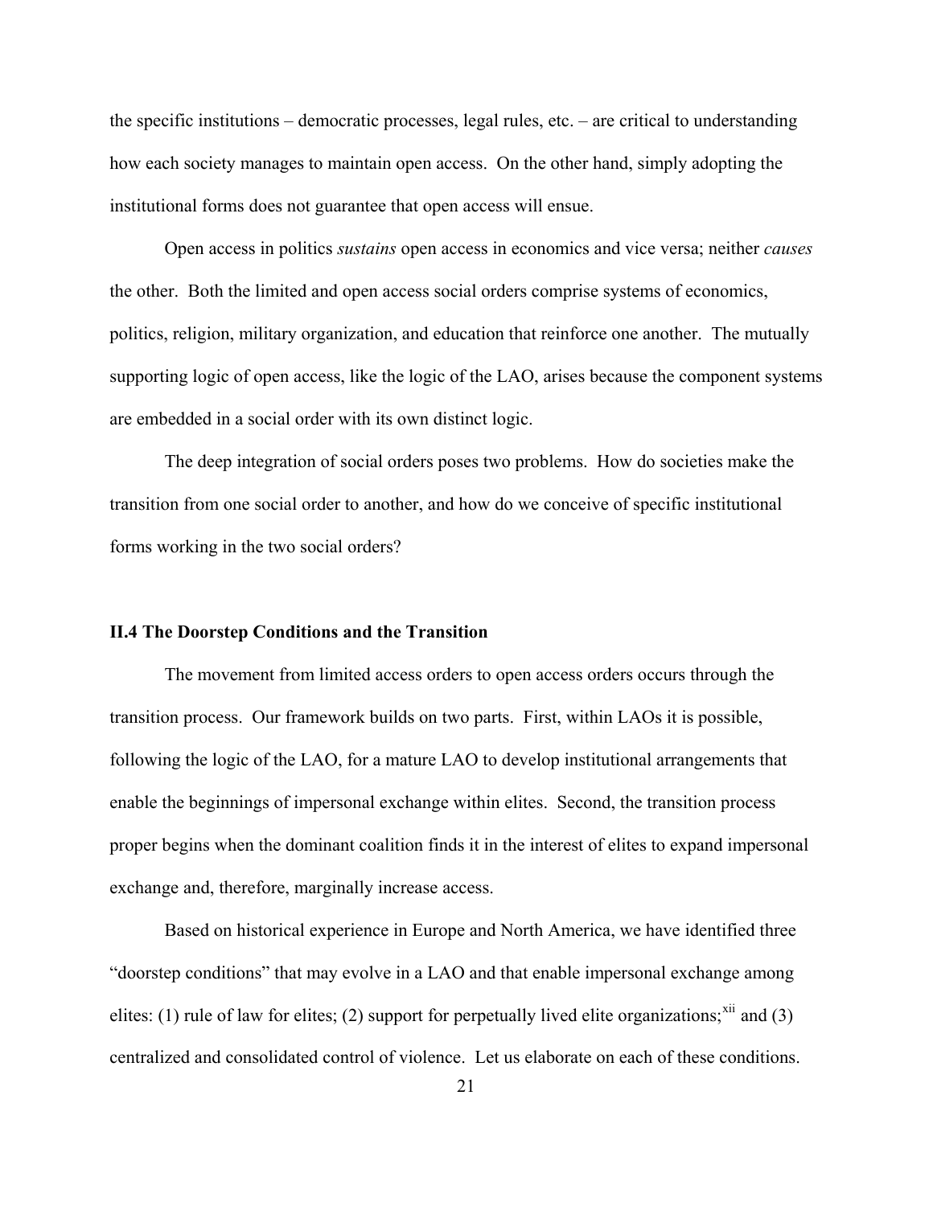the specific institutions – democratic processes, legal rules, etc. – are critical to understanding how each society manages to maintain open access. On the other hand, simply adopting the institutional forms does not guarantee that open access will ensue.

Open access in politics *sustains* open access in economics and vice versa; neither *causes* the other. Both the limited and open access social orders comprise systems of economics, politics, religion, military organization, and education that reinforce one another. The mutually supporting logic of open access, like the logic of the LAO, arises because the component systems are embedded in a social order with its own distinct logic.

The deep integration of social orders poses two problems. How do societies make the transition from one social order to another, and how do we conceive of specific institutional forms working in the two social orders?

### II.4 The Doorstep Conditions and the Transition

The movement from limited access orders to open access orders occurs through the transition process. Our framework builds on two parts. First, within LAOs it is possible, following the logic of the LAO, for a mature LAO to develop institutional arrangements that enable the beginnings of impersonal exchange within elites. Second, the transition process proper begins when the dominant coalition finds it in the interest of elites to expand impersonal exchange and, therefore, marginally increase access.

Based on historical experience in Europe and North America, we have identified three "doorstep conditions" that may evolve in a LAO and that enable impersonal exchange among elites: (1) rule of law for elites; (2) support for perpetually lived elite organizations;[xii] and (3) centralized and consolidated control of violence. Let us elaborate on each of these conditions.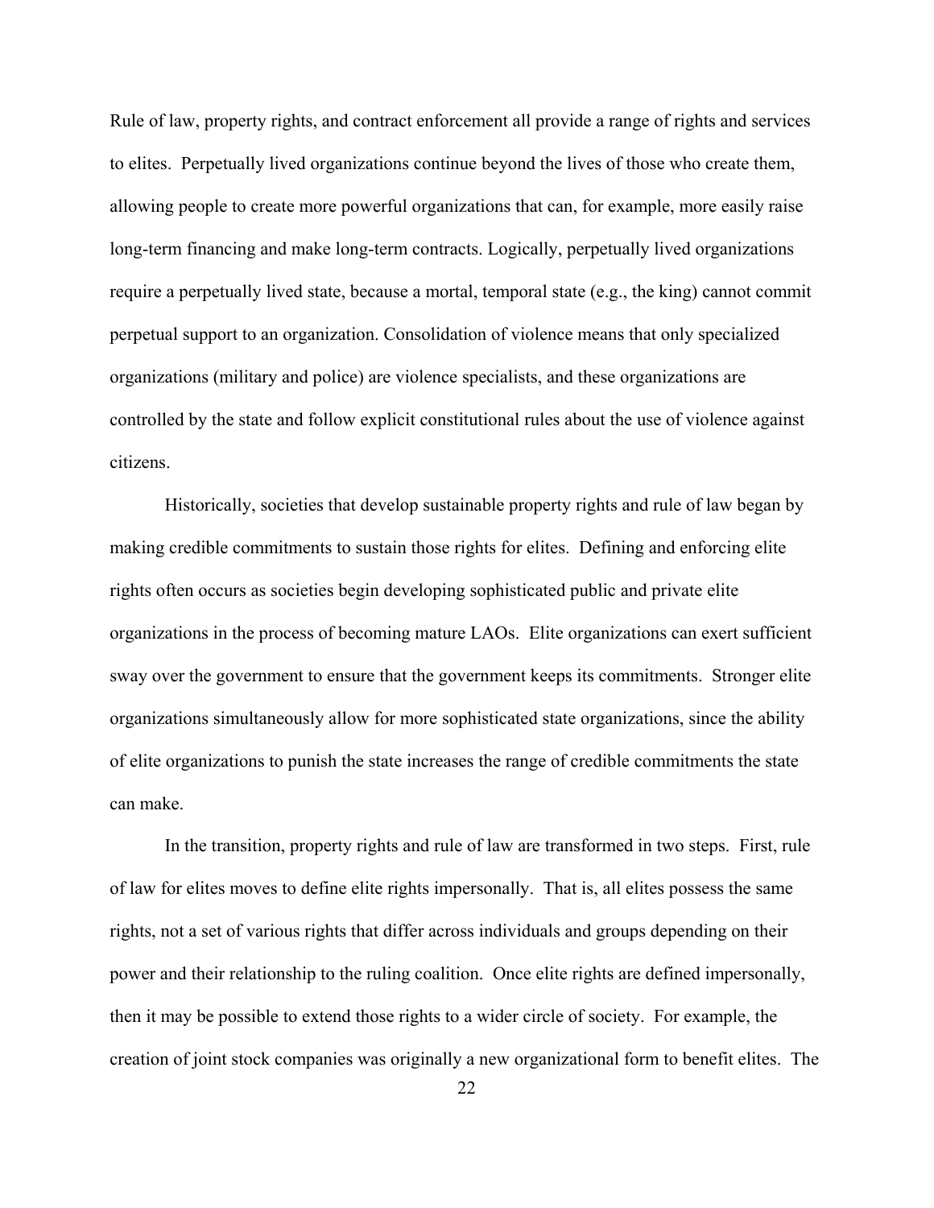Rule of law, property rights, and contract enforcement all provide a range of rights and services to elites. Perpetually lived organizations continue beyond the lives of those who create them, allowing people to create more powerful organizations that can, for example, more easily raise long-term financing and make long-term contracts. Logically, perpetually lived organizations require a perpetually lived state, because a mortal, temporal state (e.g., the king) cannot commit perpetual support to an organization. Consolidation of violence means that only specialized organizations (military and police) are violence specialists, and these organizations are controlled by the state and follow explicit constitutional rules about the use of violence against citizens.

Historically, societies that develop sustainable property rights and rule of law began by making credible commitments to sustain those rights for elites. Defining and enforcing elite rights often occurs as societies begin developing sophisticated public and private elite organizations in the process of becoming mature LAOs. Elite organizations can exert sufficient sway over the government to ensure that the government keeps its commitments. Stronger elite organizations simultaneously allow for more sophisticated state organizations, since the ability of elite organizations to punish the state increases the range of credible commitments the state can make.

In the transition, property rights and rule of law are transformed in two steps. First, rule of law for elites moves to define elite rights impersonally. That is, all elites possess the same rights, not a set of various rights that differ across individuals and groups depending on their power and their relationship to the ruling coalition. Once elite rights are defined impersonally, then it may be possible to extend those rights to a wider circle of society. For example, the creation of joint stock companies was originally a new organizational form to benefit elites. The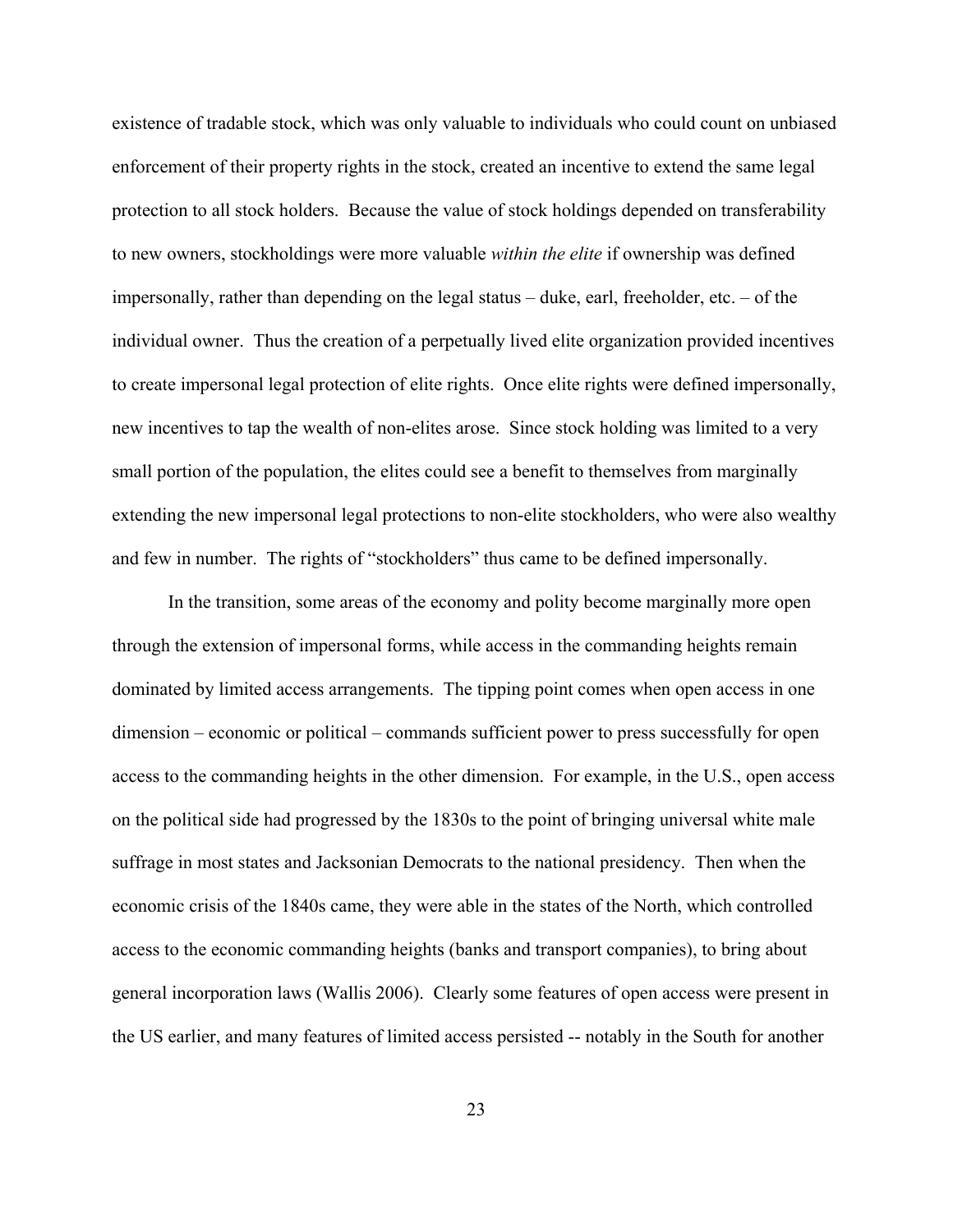existence of tradable stock, which was only valuable to individuals who could count on unbiased enforcement of their property rights in the stock, created an incentive to extend the same legal protection to all stock holders. Because the value of stock holdings depended on transferability to new owners, stockholdings were more valuable *within the elite* if ownership was defined impersonally, rather than depending on the legal status – duke, earl, freeholder, etc. – of the individual owner. Thus the creation of a perpetually lived elite organization provided incentives to create impersonal legal protection of elite rights. Once elite rights were defined impersonally, new incentives to tap the wealth of non-elites arose. Since stock holding was limited to a very small portion of the population, the elites could see a benefit to themselves from marginally extending the new impersonal legal protections to non-elite stockholders, who were also wealthy and few in number. The rights of "stockholders" thus came to be defined impersonally.

In the transition, some areas of the economy and polity become marginally more open through the extension of impersonal forms, while access in the commanding heights remain dominated by limited access arrangements. The tipping point comes when open access in one dimension – economic or political – commands sufficient power to press successfully for open access to the commanding heights in the other dimension. For example, in the U.S., open access on the political side had progressed by the 1830s to the point of bringing universal white male suffrage in most states and Jacksonian Democrats to the national presidency. Then when the economic crisis of the 1840s came, they were able in the states of the North, which controlled access to the economic commanding heights (banks and transport companies), to bring about general incorporation laws (Wallis 2006). Clearly some features of open access were present in the US earlier, and many features of limited access persisted -- notably in the South for another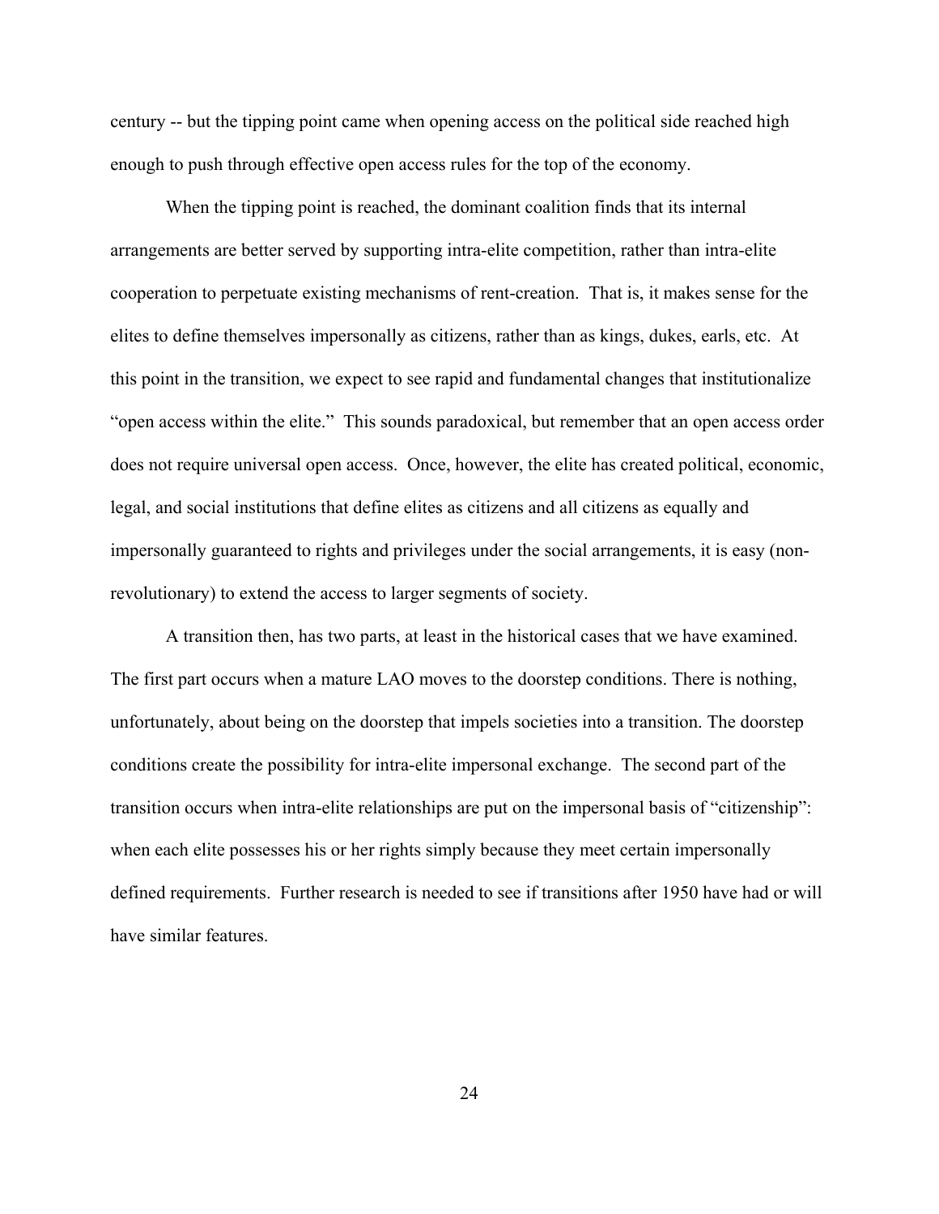century -- but the tipping point came when opening access on the political side reached high enough to push through effective open access rules for the top of the economy.

When the tipping point is reached, the dominant coalition finds that its internal arrangements are better served by supporting intra-elite competition, rather than intra-elite cooperation to perpetuate existing mechanisms of rent-creation. That is, it makes sense for the elites to define themselves impersonally as citizens, rather than as kings, dukes, earls, etc. At this point in the transition, we expect to see rapid and fundamental changes that institutionalize "open access within the elite." This sounds paradoxical, but remember that an open access order does not require universal open access. Once, however, the elite has created political, economic, legal, and social institutions that define elites as citizens and all citizens as equally and impersonally guaranteed to rights and privileges under the social arrangements, it is easy (non-revolutionary) to extend the access to larger segments of society.

A transition then, has two parts, at least in the historical cases that we have examined. The first part occurs when a mature LAO moves to the doorstep conditions. There is nothing, unfortunately, about being on the doorstep that impels societies into a transition. The doorstep conditions create the possibility for intra-elite impersonal exchange. The second part of the transition occurs when intra-elite relationships are put on the impersonal basis of "citizenship": when each elite possesses his or her rights simply because they meet certain impersonally defined requirements. Further research is needed to see if transitions after 1950 have had or will have similar features.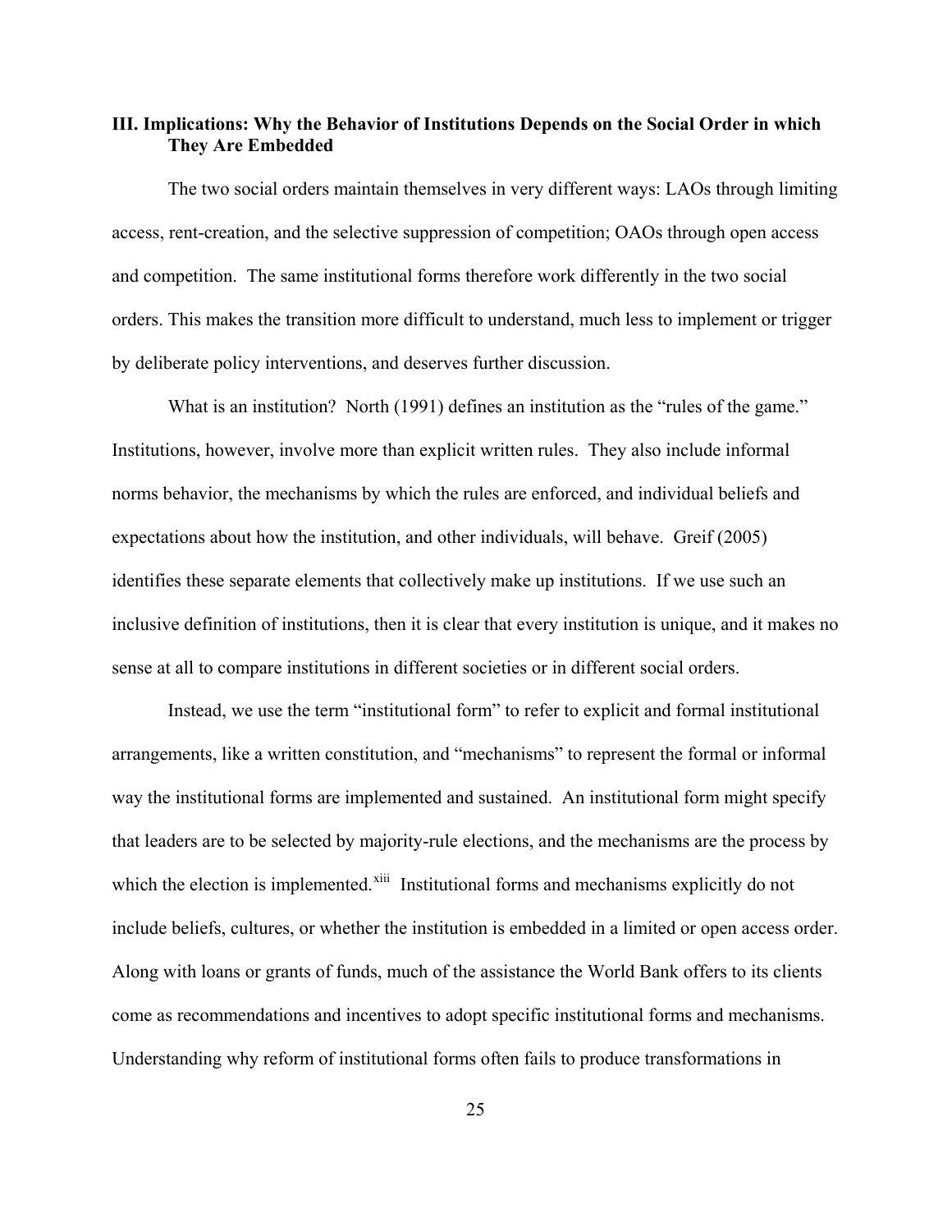## III. Implications: Why the Behavior of Institutions Depends on the Social Order in which They Are Embedded

The two social orders maintain themselves in very different ways: LAOs through limiting access, rent-creation, and the selective suppression of competition; OAOs through open access and competition. The same institutional forms therefore work differently in the two social orders. This makes the transition more difficult to understand, much less to implement or trigger by deliberate policy interventions, and deserves further discussion.

What is an institution? North (1991) defines an institution as the "rules of the game." Institutions, however, involve more than explicit written rules. They also include informal norms behavior, the mechanisms by which the rules are enforced, and individual beliefs and expectations about how the institution, and other individuals, will behave. Greif (2005) identifies these separate elements that collectively make up institutions. If we use such an inclusive definition of institutions, then it is clear that every institution is unique, and it makes no sense at all to compare institutions in different societies or in different social orders.

Instead, we use the term "institutional form" to refer to explicit and formal institutional arrangements, like a written constitution, and "mechanisms" to represent the formal or informal way the institutional forms are implemented and sustained. An institutional form might specify that leaders are to be selected by majority-rule elections, and the mechanisms are the process by which the election is implemented.[xiii] Institutional forms and mechanisms explicitly do not include beliefs, cultures, or whether the institution is embedded in a limited or open access order. Along with loans or grants of funds, much of the assistance the World Bank offers to its clients come as recommendations and incentives to adopt specific institutional forms and mechanisms. Understanding why reform of institutional forms often fails to produce transformations in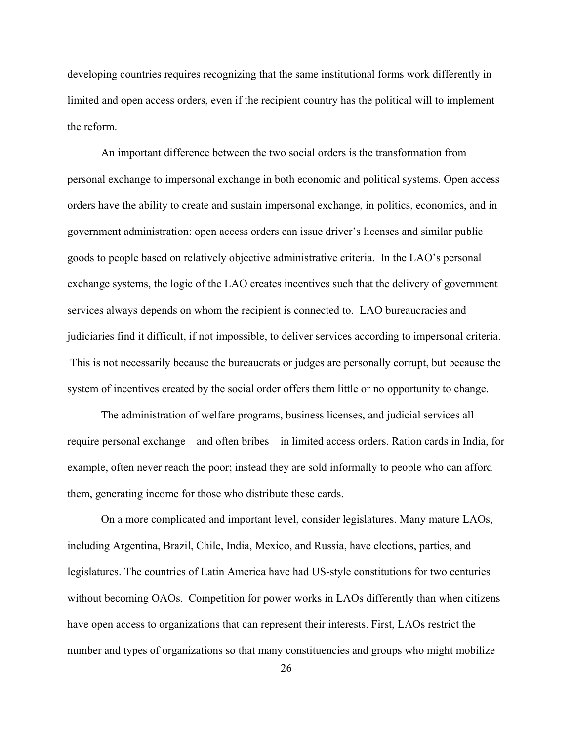developing countries requires recognizing that the same institutional forms work differently in limited and open access orders, even if the recipient country has the political will to implement the reform.

An important difference between the two social orders is the transformation from personal exchange to impersonal exchange in both economic and political systems. Open access orders have the ability to create and sustain impersonal exchange, in politics, economics, and in government administration: open access orders can issue driver's licenses and similar public goods to people based on relatively objective administrative criteria. In the LAO's personal exchange systems, the logic of the LAO creates incentives such that the delivery of government services always depends on whom the recipient is connected to. LAO bureaucracies and judiciaries find it difficult, if not impossible, to deliver services according to impersonal criteria. This is not necessarily because the bureaucrats or judges are personally corrupt, but because the system of incentives created by the social order offers them little or no opportunity to change.

The administration of welfare programs, business licenses, and judicial services all require personal exchange – and often bribes – in limited access orders. Ration cards in India, for example, often never reach the poor; instead they are sold informally to people who can afford them, generating income for those who distribute these cards.

On a more complicated and important level, consider legislatures. Many mature LAOs, including Argentina, Brazil, Chile, India, Mexico, and Russia, have elections, parties, and legislatures. The countries of Latin America have had US-style constitutions for two centuries without becoming OAOs. Competition for power works in LAOs differently than when citizens have open access to organizations that can represent their interests. First, LAOs restrict the number and types of organizations so that many constituencies and groups who might mobilize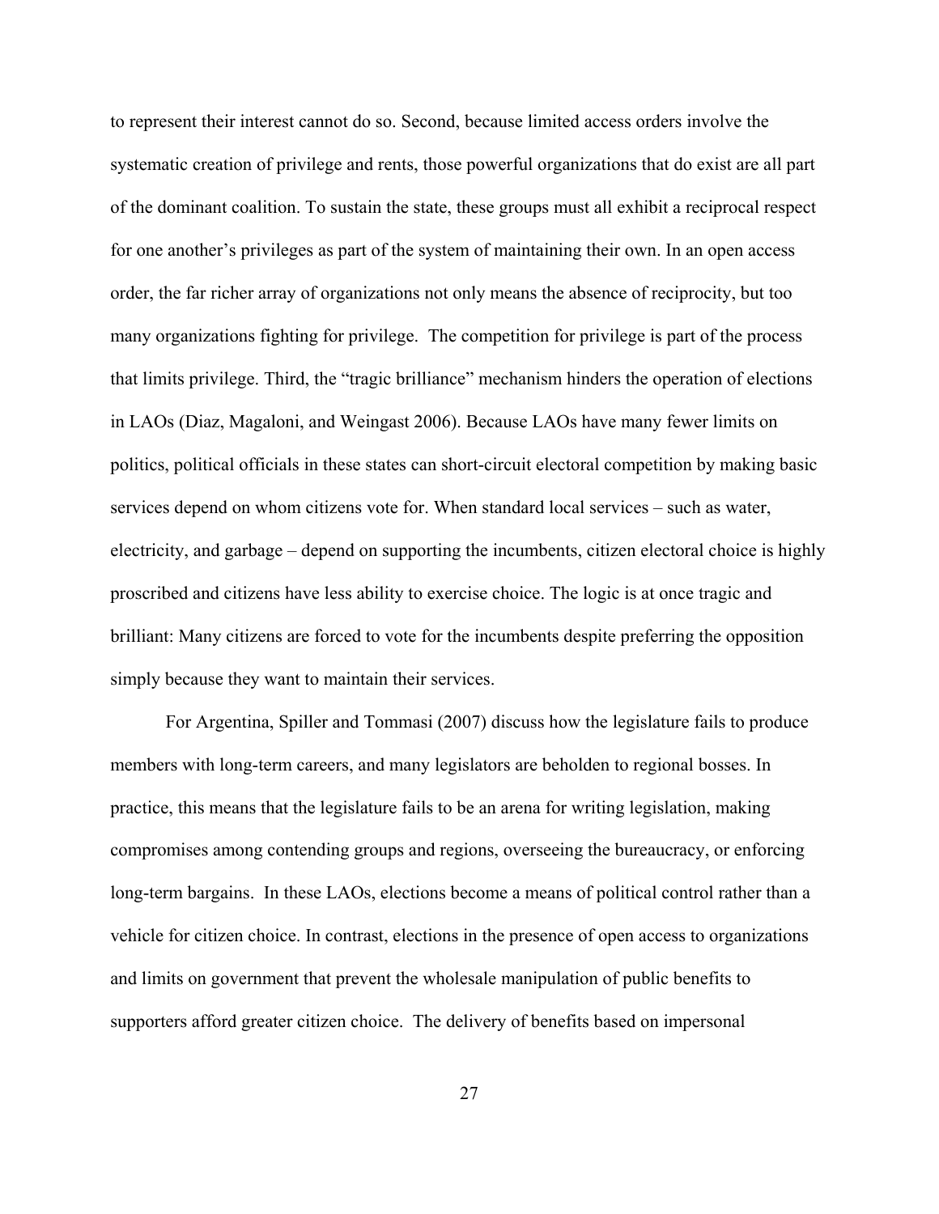to represent their interest cannot do so. Second, because limited access orders involve the systematic creation of privilege and rents, those powerful organizations that do exist are all part of the dominant coalition. To sustain the state, these groups must all exhibit a reciprocal respect for one another's privileges as part of the system of maintaining their own. In an open access order, the far richer array of organizations not only means the absence of reciprocity, but too many organizations fighting for privilege. The competition for privilege is part of the process that limits privilege. Third, the "tragic brilliance" mechanism hinders the operation of elections in LAOs (Diaz, Magaloni, and Weingast 2006). Because LAOs have many fewer limits on politics, political officials in these states can short-circuit electoral competition by making basic services depend on whom citizens vote for. When standard local services – such as water, electricity, and garbage – depend on supporting the incumbents, citizen electoral choice is highly proscribed and citizens have less ability to exercise choice. The logic is at once tragic and brilliant: Many citizens are forced to vote for the incumbents despite preferring the opposition simply because they want to maintain their services.

For Argentina, Spiller and Tommasi (2007) discuss how the legislature fails to produce members with long-term careers, and many legislators are beholden to regional bosses. In practice, this means that the legislature fails to be an arena for writing legislation, making compromises among contending groups and regions, overseeing the bureaucracy, or enforcing long-term bargains. In these LAOs, elections become a means of political control rather than a vehicle for citizen choice. In contrast, elections in the presence of open access to organizations and limits on government that prevent the wholesale manipulation of public benefits to supporters afford greater citizen choice. The delivery of benefits based on impersonal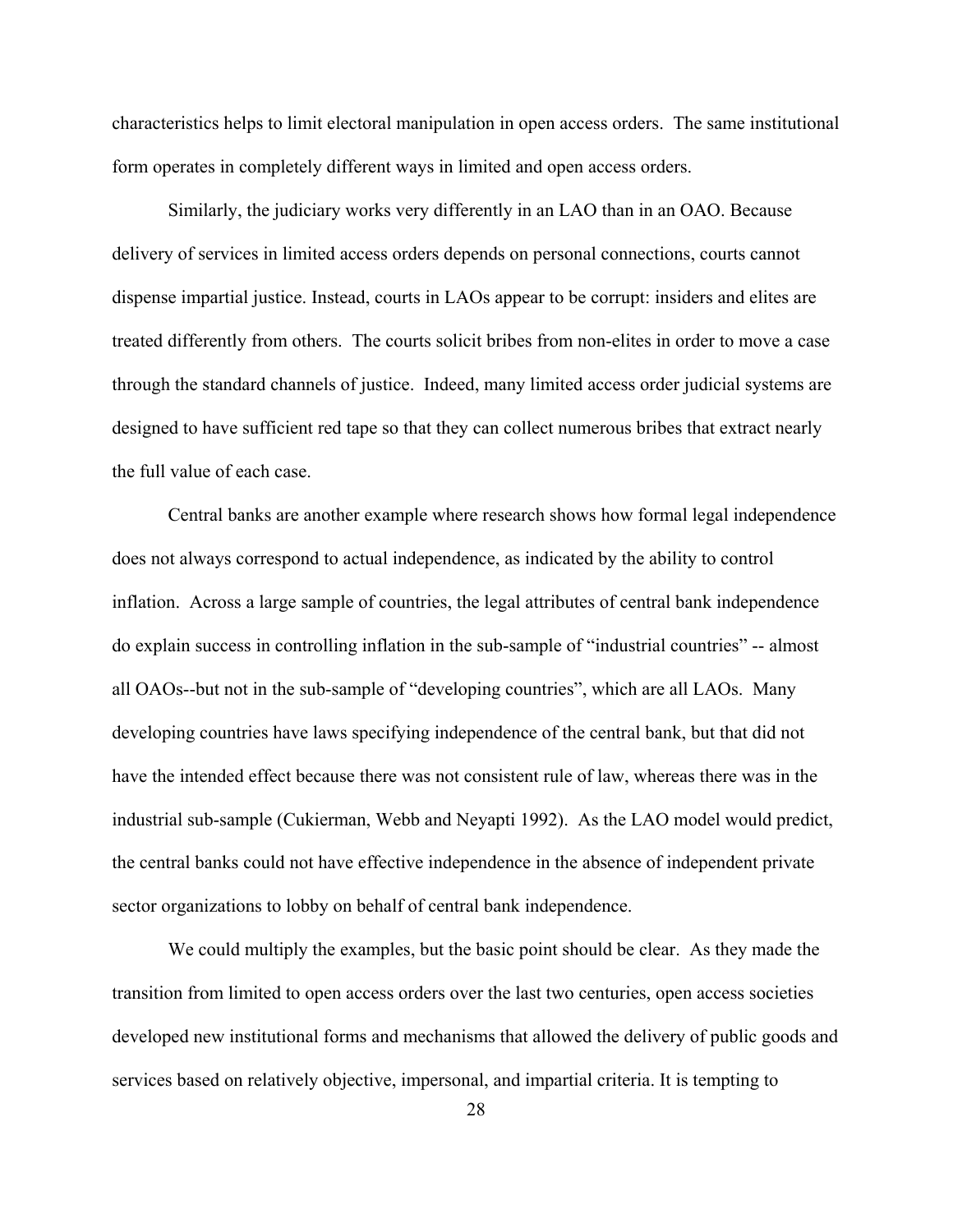characteristics helps to limit electoral manipulation in open access orders. The same institutional form operates in completely different ways in limited and open access orders.

Similarly, the judiciary works very differently in an LAO than in an OAO. Because delivery of services in limited access orders depends on personal connections, courts cannot dispense impartial justice. Instead, courts in LAOs appear to be corrupt: insiders and elites are treated differently from others. The courts solicit bribes from non-elites in order to move a case through the standard channels of justice. Indeed, many limited access order judicial systems are designed to have sufficient red tape so that they can collect numerous bribes that extract nearly the full value of each case.

Central banks are another example where research shows how formal legal independence does not always correspond to actual independence, as indicated by the ability to control inflation. Across a large sample of countries, the legal attributes of central bank independence do explain success in controlling inflation in the sub-sample of "industrial countries" -- almost all OAOs--but not in the sub-sample of "developing countries", which are all LAOs. Many developing countries have laws specifying independence of the central bank, but that did not have the intended effect because there was not consistent rule of law, whereas there was in the industrial sub-sample (Cukierman, Webb and Neyapti 1992). As the LAO model would predict, the central banks could not have effective independence in the absence of independent private sector organizations to lobby on behalf of central bank independence.

We could multiply the examples, but the basic point should be clear. As they made the transition from limited to open access orders over the last two centuries, open access societies developed new institutional forms and mechanisms that allowed the delivery of public goods and services based on relatively objective, impersonal, and impartial criteria. It is tempting to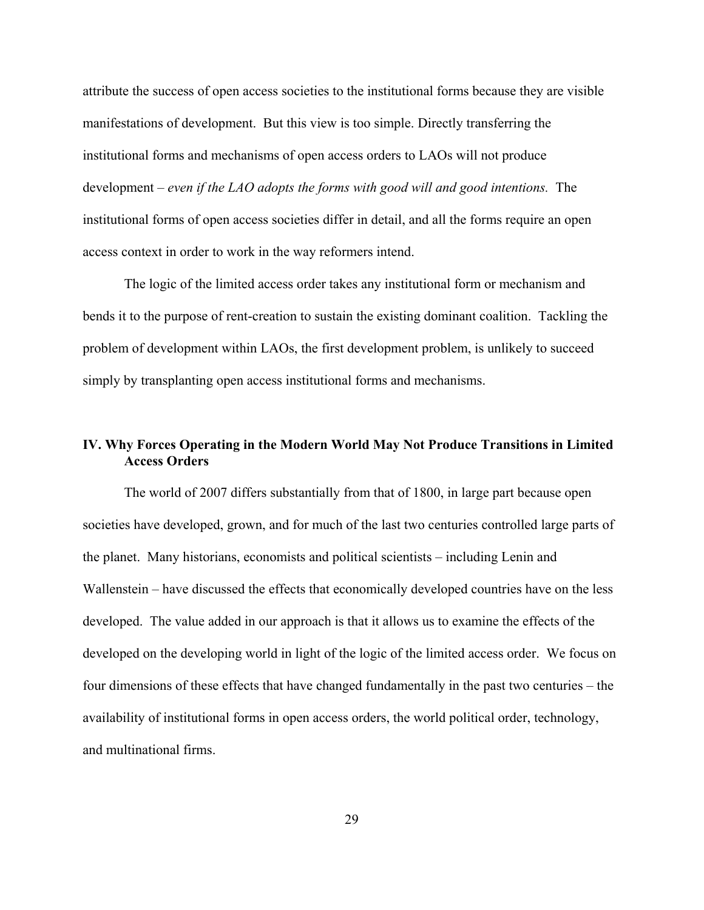attribute the success of open access societies to the institutional forms because they are visible manifestations of development. But this view is too simple. Directly transferring the institutional forms and mechanisms of open access orders to LAOs will not produce development – *even if the LAO adopts the forms with good will and good intentions.* The institutional forms of open access societies differ in detail, and all the forms require an open access context in order to work in the way reformers intend.

The logic of the limited access order takes any institutional form or mechanism and bends it to the purpose of rent-creation to sustain the existing dominant coalition. Tackling the problem of development within LAOs, the first development problem, is unlikely to succeed simply by transplanting open access institutional forms and mechanisms.

## IV. Why Forces Operating in the Modern World May Not Produce Transitions in Limited Access Orders

The world of 2007 differs substantially from that of 1800, in large part because open societies have developed, grown, and for much of the last two centuries controlled large parts of the planet. Many historians, economists and political scientists – including Lenin and Wallenstein – have discussed the effects that economically developed countries have on the less developed. The value added in our approach is that it allows us to examine the effects of the developed on the developing world in light of the logic of the limited access order. We focus on four dimensions of these effects that have changed fundamentally in the past two centuries – the availability of institutional forms in open access orders, the world political order, technology, and multinational firms.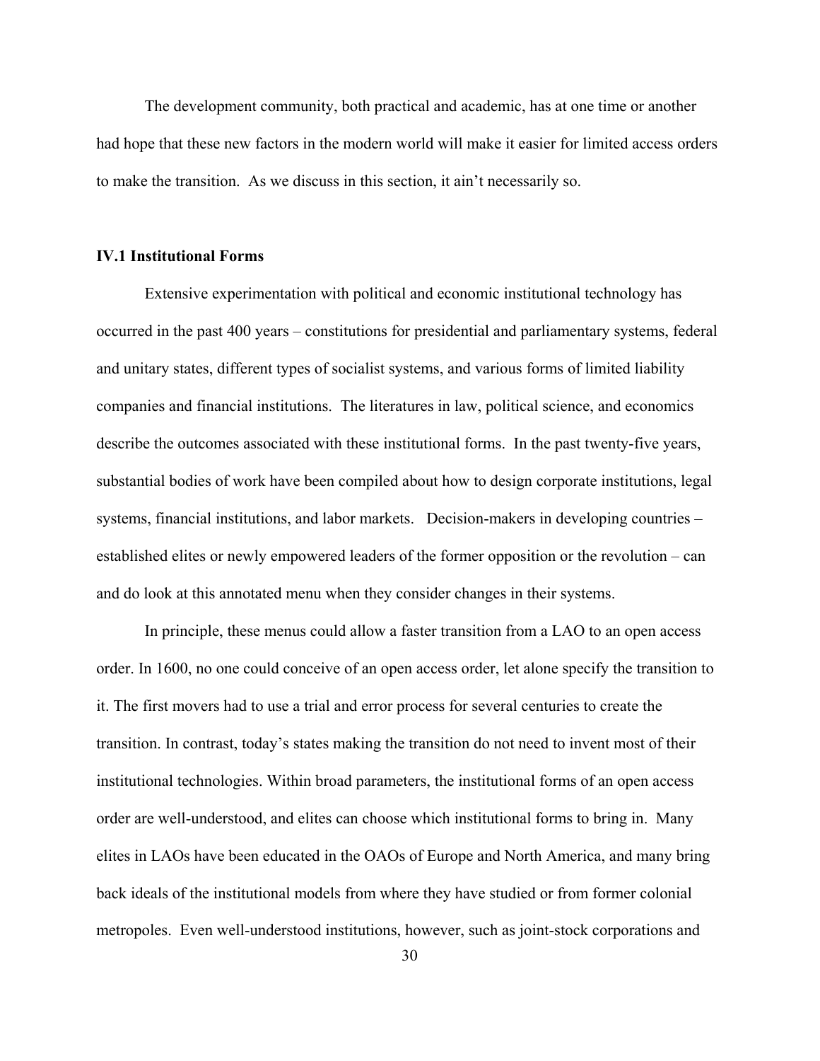The development community, both practical and academic, has at one time or another had hope that these new factors in the modern world will make it easier for limited access orders to make the transition. As we discuss in this section, it ain't necessarily so.

### IV.1 Institutional Forms

Extensive experimentation with political and economic institutional technology has occurred in the past 400 years – constitutions for presidential and parliamentary systems, federal and unitary states, different types of socialist systems, and various forms of limited liability companies and financial institutions. The literatures in law, political science, and economics describe the outcomes associated with these institutional forms. In the past twenty-five years, substantial bodies of work have been compiled about how to design corporate institutions, legal systems, financial institutions, and labor markets. Decision-makers in developing countries – established elites or newly empowered leaders of the former opposition or the revolution – can and do look at this annotated menu when they consider changes in their systems.

In principle, these menus could allow a faster transition from a LAO to an open access order. In 1600, no one could conceive of an open access order, let alone specify the transition to it. The first movers had to use a trial and error process for several centuries to create the transition. In contrast, today's states making the transition do not need to invent most of their institutional technologies. Within broad parameters, the institutional forms of an open access order are well-understood, and elites can choose which institutional forms to bring in. Many elites in LAOs have been educated in the OAOs of Europe and North America, and many bring back ideals of the institutional models from where they have studied or from former colonial metropoles. Even well-understood institutions, however, such as joint-stock corporations and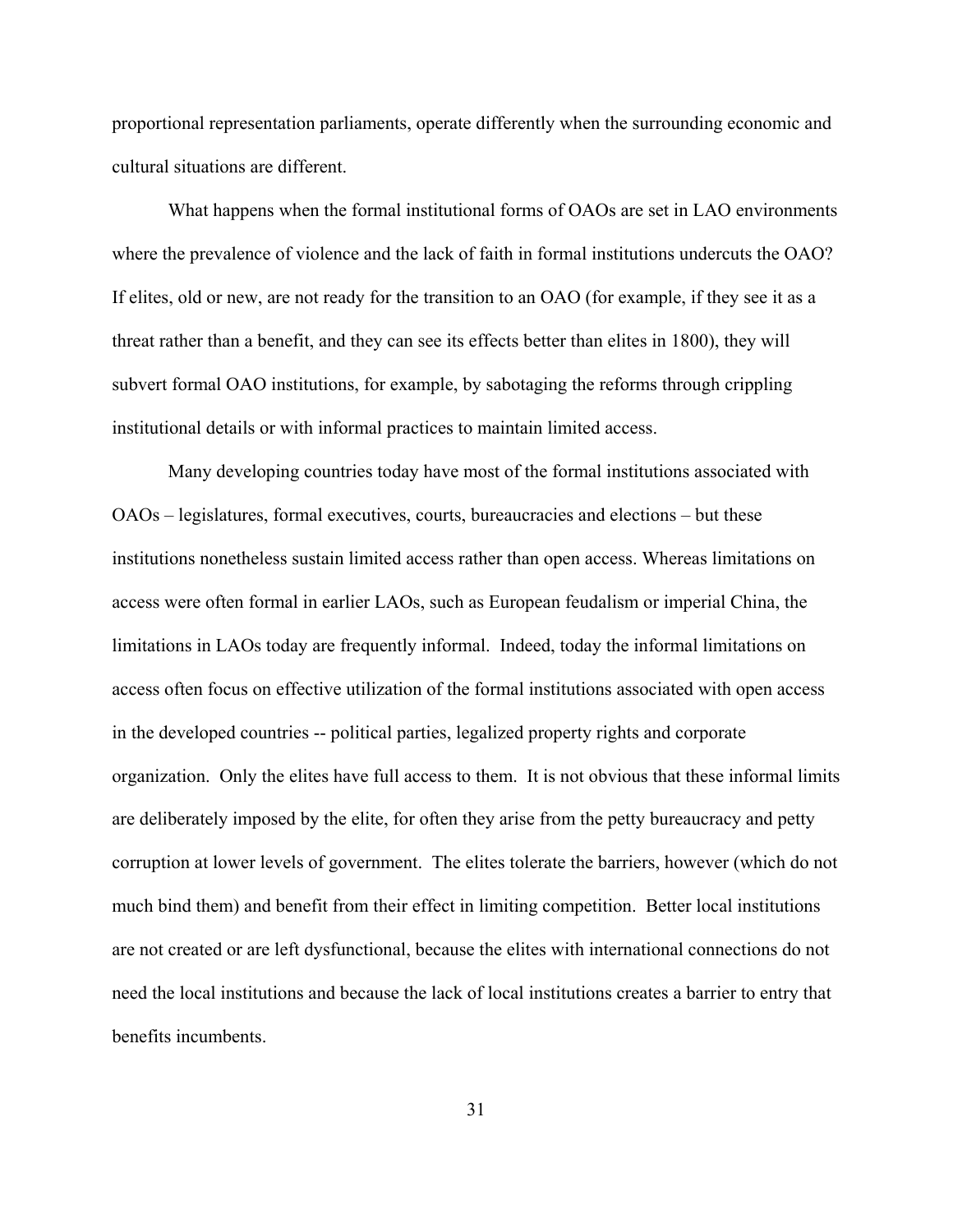proportional representation parliaments, operate differently when the surrounding economic and cultural situations are different.

What happens when the formal institutional forms of OAOs are set in LAO environments where the prevalence of violence and the lack of faith in formal institutions undercuts the OAO? If elites, old or new, are not ready for the transition to an OAO (for example, if they see it as a threat rather than a benefit, and they can see its effects better than elites in 1800), they will subvert formal OAO institutions, for example, by sabotaging the reforms through crippling institutional details or with informal practices to maintain limited access.

Many developing countries today have most of the formal institutions associated with OAOs – legislatures, formal executives, courts, bureaucracies and elections – but these institutions nonetheless sustain limited access rather than open access. Whereas limitations on access were often formal in earlier LAOs, such as European feudalism or imperial China, the limitations in LAOs today are frequently informal. Indeed, today the informal limitations on access often focus on effective utilization of the formal institutions associated with open access in the developed countries -- political parties, legalized property rights and corporate organization. Only the elites have full access to them. It is not obvious that these informal limits are deliberately imposed by the elite, for often they arise from the petty bureaucracy and petty corruption at lower levels of government. The elites tolerate the barriers, however (which do not much bind them) and benefit from their effect in limiting competition. Better local institutions are not created or are left dysfunctional, because the elites with international connections do not need the local institutions and because the lack of local institutions creates a barrier to entry that benefits incumbents.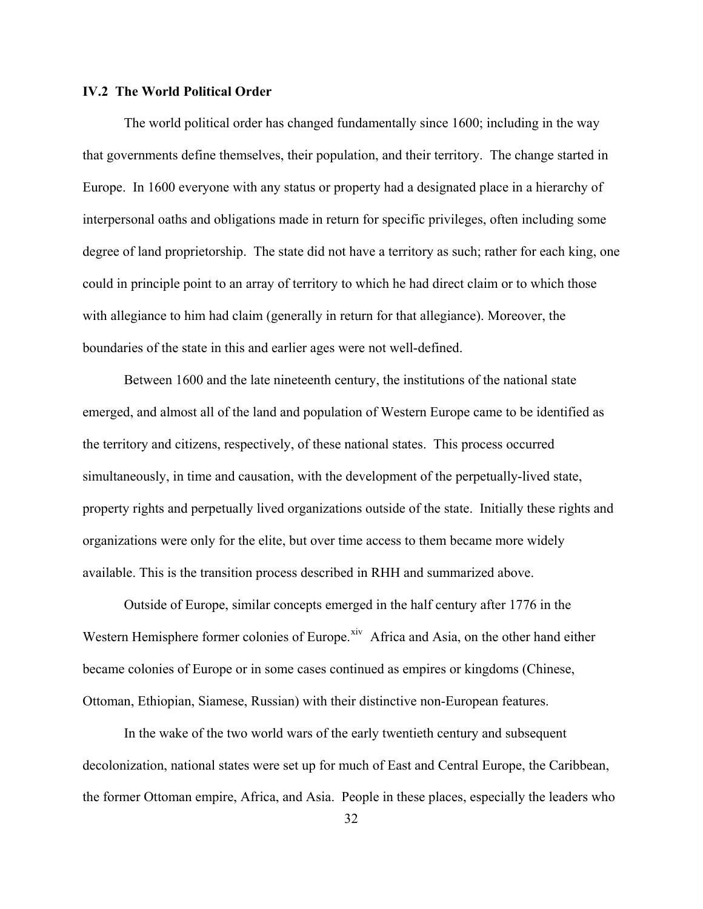### IV.2 The World Political Order

The world political order has changed fundamentally since 1600; including in the way that governments define themselves, their population, and their territory. The change started in Europe. In 1600 everyone with any status or property had a designated place in a hierarchy of interpersonal oaths and obligations made in return for specific privileges, often including some degree of land proprietorship. The state did not have a territory as such; rather for each king, one could in principle point to an array of territory to which he had direct claim or to which those with allegiance to him had claim (generally in return for that allegiance). Moreover, the boundaries of the state in this and earlier ages were not well-defined.

Between 1600 and the late nineteenth century, the institutions of the national state emerged, and almost all of the land and population of Western Europe came to be identified as the territory and citizens, respectively, of these national states. This process occurred simultaneously, in time and causation, with the development of the perpetually-lived state, property rights and perpetually lived organizations outside of the state. Initially these rights and organizations were only for the elite, but over time access to them became more widely available. This is the transition process described in RHH and summarized above.

Outside of Europe, similar concepts emerged in the half century after 1776 in the Western Hemisphere former colonies of Europe.[xiv] Africa and Asia, on the other hand either became colonies of Europe or in some cases continued as empires or kingdoms (Chinese, Ottoman, Ethiopian, Siamese, Russian) with their distinctive non-European features.

In the wake of the two world wars of the early twentieth century and subsequent decolonization, national states were set up for much of East and Central Europe, the Caribbean, the former Ottoman empire, Africa, and Asia. People in these places, especially the leaders who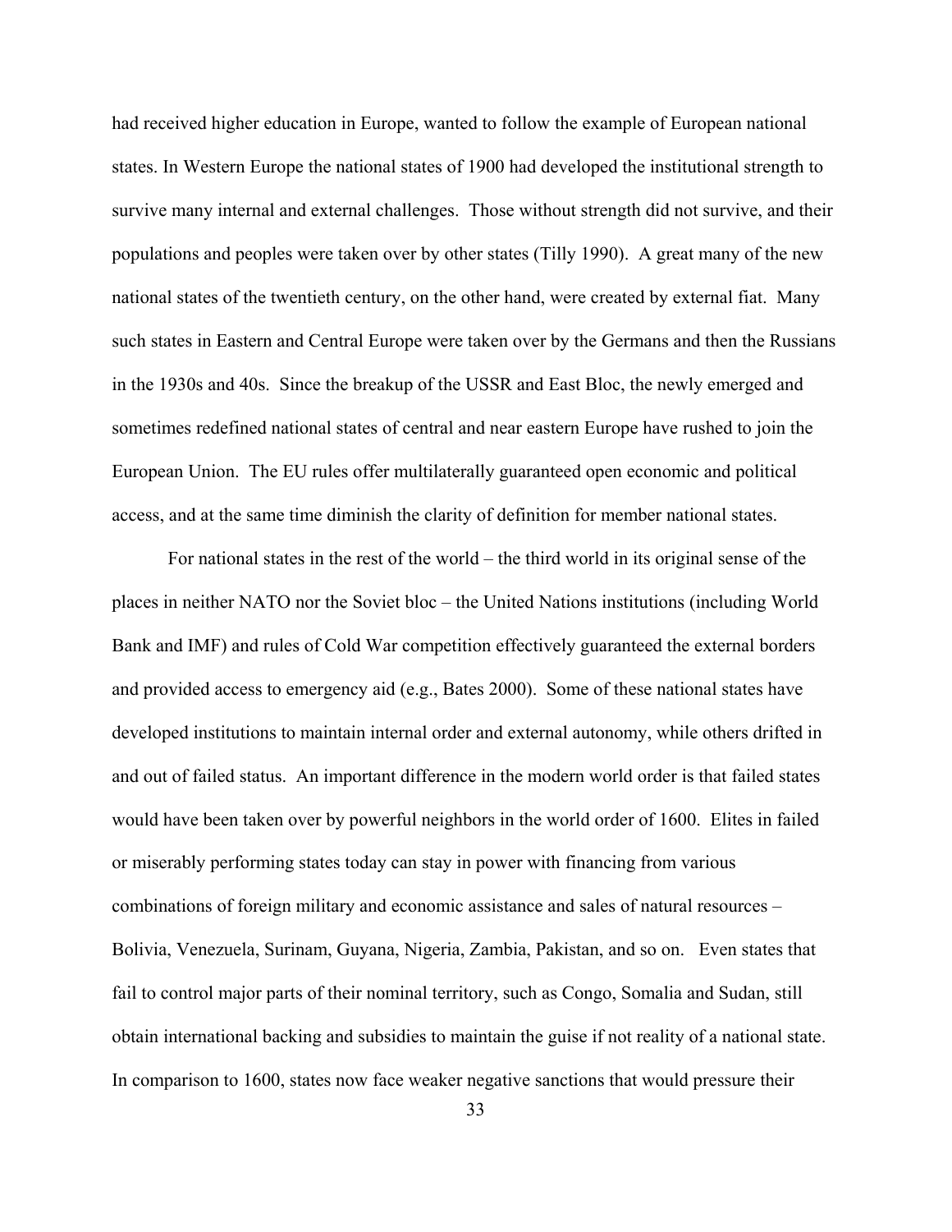had received higher education in Europe, wanted to follow the example of European national states. In Western Europe the national states of 1900 had developed the institutional strength to survive many internal and external challenges. Those without strength did not survive, and their populations and peoples were taken over by other states (Tilly 1990). A great many of the new national states of the twentieth century, on the other hand, were created by external fiat. Many such states in Eastern and Central Europe were taken over by the Germans and then the Russians in the 1930s and 40s. Since the breakup of the USSR and East Bloc, the newly emerged and sometimes redefined national states of central and near eastern Europe have rushed to join the European Union. The EU rules offer multilaterally guaranteed open economic and political access, and at the same time diminish the clarity of definition for member national states.

For national states in the rest of the world – the third world in its original sense of the places in neither NATO nor the Soviet bloc – the United Nations institutions (including World Bank and IMF) and rules of Cold War competition effectively guaranteed the external borders and provided access to emergency aid (e.g., Bates 2000). Some of these national states have developed institutions to maintain internal order and external autonomy, while others drifted in and out of failed status. An important difference in the modern world order is that failed states would have been taken over by powerful neighbors in the world order of 1600. Elites in failed or miserably performing states today can stay in power with financing from various combinations of foreign military and economic assistance and sales of natural resources – Bolivia, Venezuela, Surinam, Guyana, Nigeria, Zambia, Pakistan, and so on. Even states that fail to control major parts of their nominal territory, such as Congo, Somalia and Sudan, still obtain international backing and subsidies to maintain the guise if not reality of a national state. In comparison to 1600, states now face weaker negative sanctions that would pressure their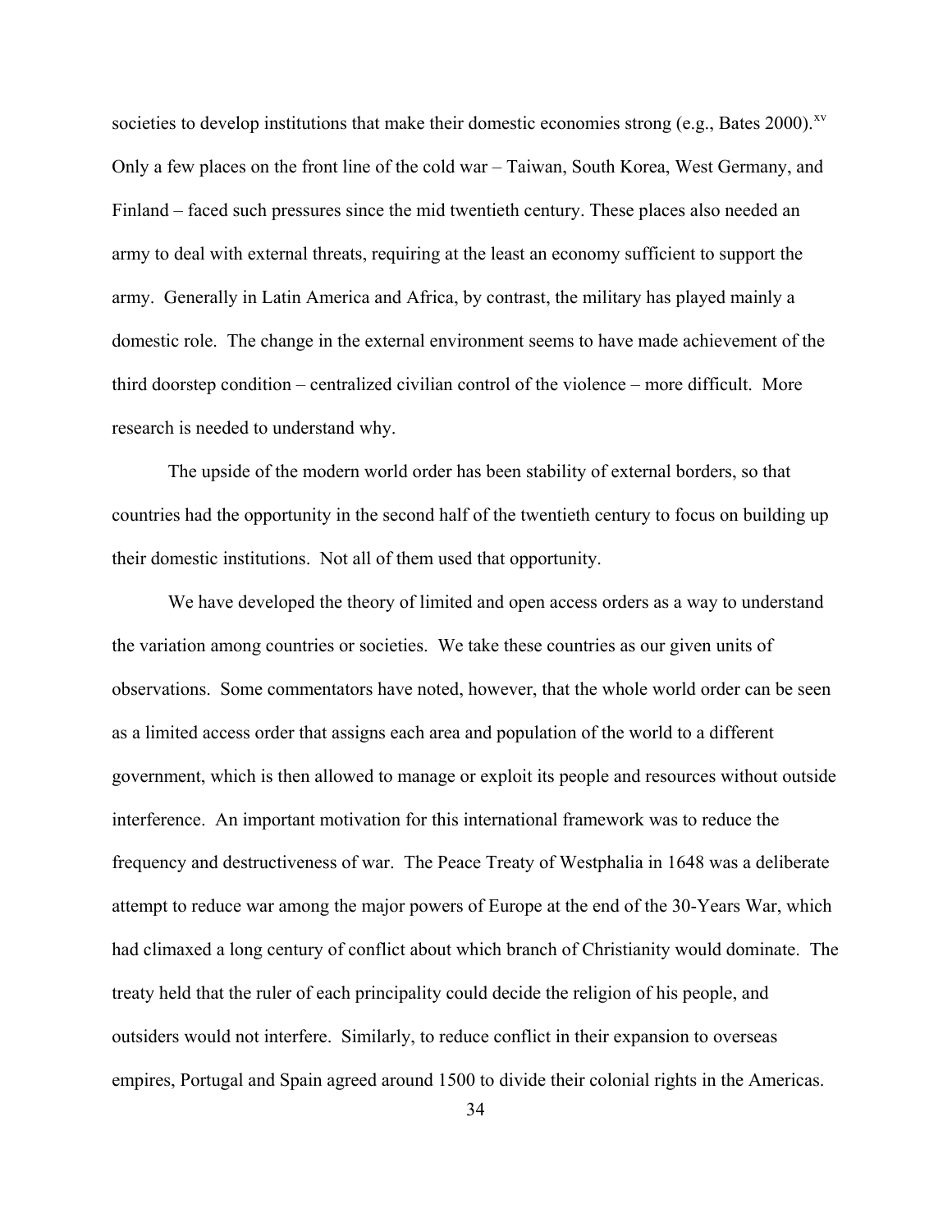societies to develop institutions that make their domestic economies strong (e.g., Bates 2000).[xv] Only a few places on the front line of the cold war – Taiwan, South Korea, West Germany, and Finland – faced such pressures since the mid twentieth century. These places also needed an army to deal with external threats, requiring at the least an economy sufficient to support the army. Generally in Latin America and Africa, by contrast, the military has played mainly a domestic role. The change in the external environment seems to have made achievement of the third doorstep condition – centralized civilian control of the violence – more difficult. More research is needed to understand why.

The upside of the modern world order has been stability of external borders, so that countries had the opportunity in the second half of the twentieth century to focus on building up their domestic institutions. Not all of them used that opportunity.

We have developed the theory of limited and open access orders as a way to understand the variation among countries or societies. We take these countries as our given units of observations. Some commentators have noted, however, that the whole world order can be seen as a limited access order that assigns each area and population of the world to a different government, which is then allowed to manage or exploit its people and resources without outside interference. An important motivation for this international framework was to reduce the frequency and destructiveness of war. The Peace Treaty of Westphalia in 1648 was a deliberate attempt to reduce war among the major powers of Europe at the end of the 30-Years War, which had climaxed a long century of conflict about which branch of Christianity would dominate. The treaty held that the ruler of each principality could decide the religion of his people, and outsiders would not interfere. Similarly, to reduce conflict in their expansion to overseas empires, Portugal and Spain agreed around 1500 to divide their colonial rights in the Americas.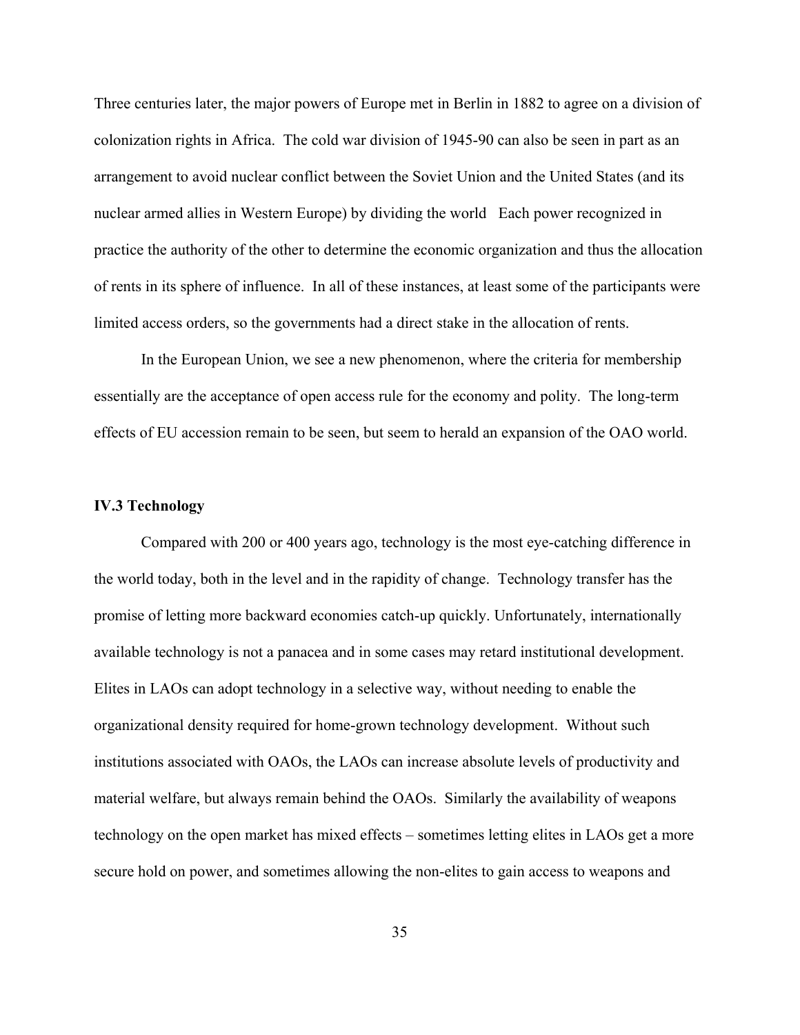Three centuries later, the major powers of Europe met in Berlin in 1882 to agree on a division of colonization rights in Africa. The cold war division of 1945-90 can also be seen in part as an arrangement to avoid nuclear conflict between the Soviet Union and the United States (and its nuclear armed allies in Western Europe) by dividing the world Each power recognized in practice the authority of the other to determine the economic organization and thus the allocation of rents in its sphere of influence. In all of these instances, at least some of the participants were limited access orders, so the governments had a direct stake in the allocation of rents.

In the European Union, we see a new phenomenon, where the criteria for membership essentially are the acceptance of open access rule for the economy and polity. The long-term effects of EU accession remain to be seen, but seem to herald an expansion of the OAO world.

**IV.3 Technology**

Compared with 200 or 400 years ago, technology is the most eye-catching difference in the world today, both in the level and in the rapidity of change. Technology transfer has the promise of letting more backward economies catch-up quickly. Unfortunately, internationally available technology is not a panacea and in some cases may retard institutional development. Elites in LAOs can adopt technology in a selective way, without needing to enable the organizational density required for home-grown technology development. Without such institutions associated with OAOs, the LAOs can increase absolute levels of productivity and material welfare, but always remain behind the OAOs. Similarly the availability of weapons technology on the open market has mixed effects – sometimes letting elites in LAOs get a more secure hold on power, and sometimes allowing the non-elites to gain access to weapons and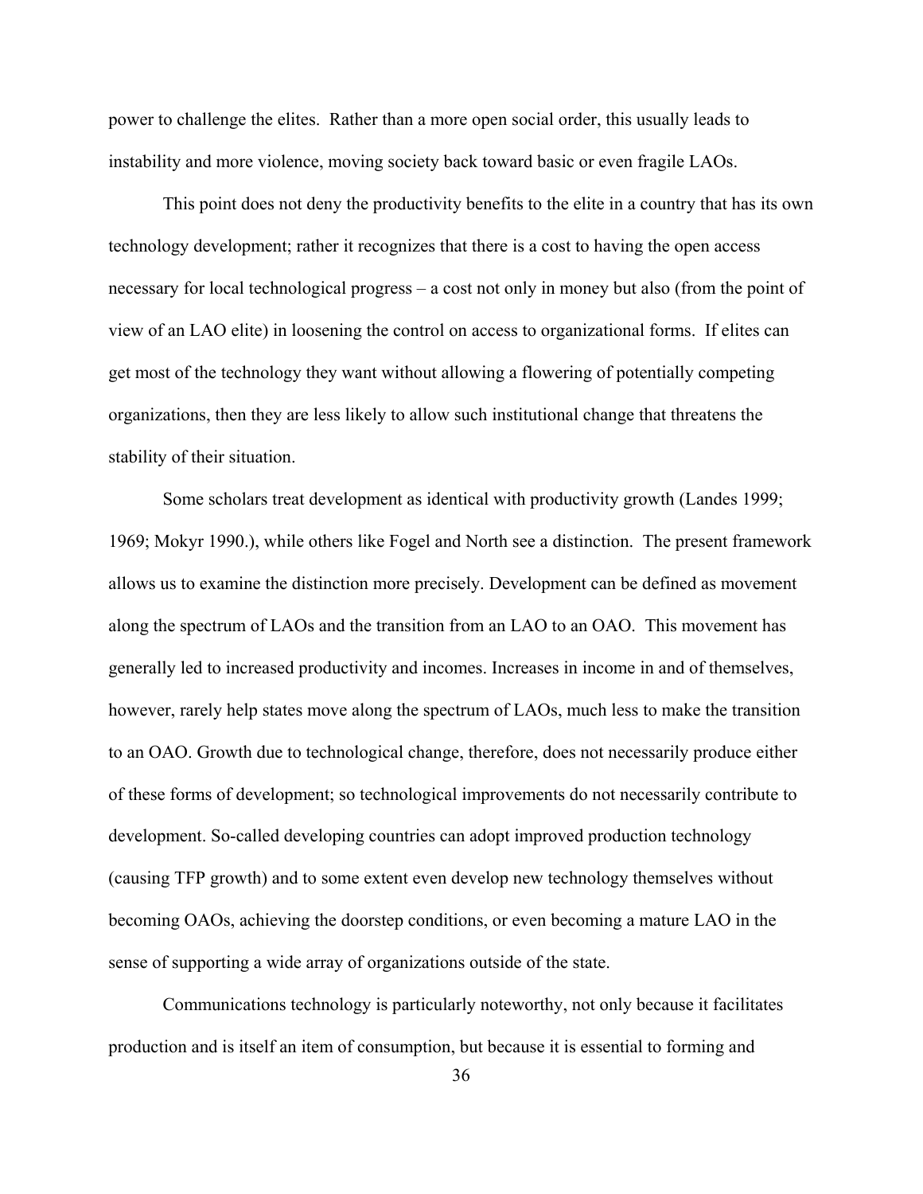power to challenge the elites. Rather than a more open social order, this usually leads to instability and more violence, moving society back toward basic or even fragile LAOs.

This point does not deny the productivity benefits to the elite in a country that has its own technology development; rather it recognizes that there is a cost to having the open access necessary for local technological progress – a cost not only in money but also (from the point of view of an LAO elite) in loosening the control on access to organizational forms. If elites can get most of the technology they want without allowing a flowering of potentially competing organizations, then they are less likely to allow such institutional change that threatens the stability of their situation.

Some scholars treat development as identical with productivity growth (Landes 1999; 1969; Mokyr 1990.), while others like Fogel and North see a distinction. The present framework allows us to examine the distinction more precisely. Development can be defined as movement along the spectrum of LAOs and the transition from an LAO to an OAO. This movement has generally led to increased productivity and incomes. Increases in income in and of themselves, however, rarely help states move along the spectrum of LAOs, much less to make the transition to an OAO. Growth due to technological change, therefore, does not necessarily produce either of these forms of development; so technological improvements do not necessarily contribute to development. So-called developing countries can adopt improved production technology (causing TFP growth) and to some extent even develop new technology themselves without becoming OAOs, achieving the doorstep conditions, or even becoming a mature LAO in the sense of supporting a wide array of organizations outside of the state.

Communications technology is particularly noteworthy, not only because it facilitates production and is itself an item of consumption, but because it is essential to forming and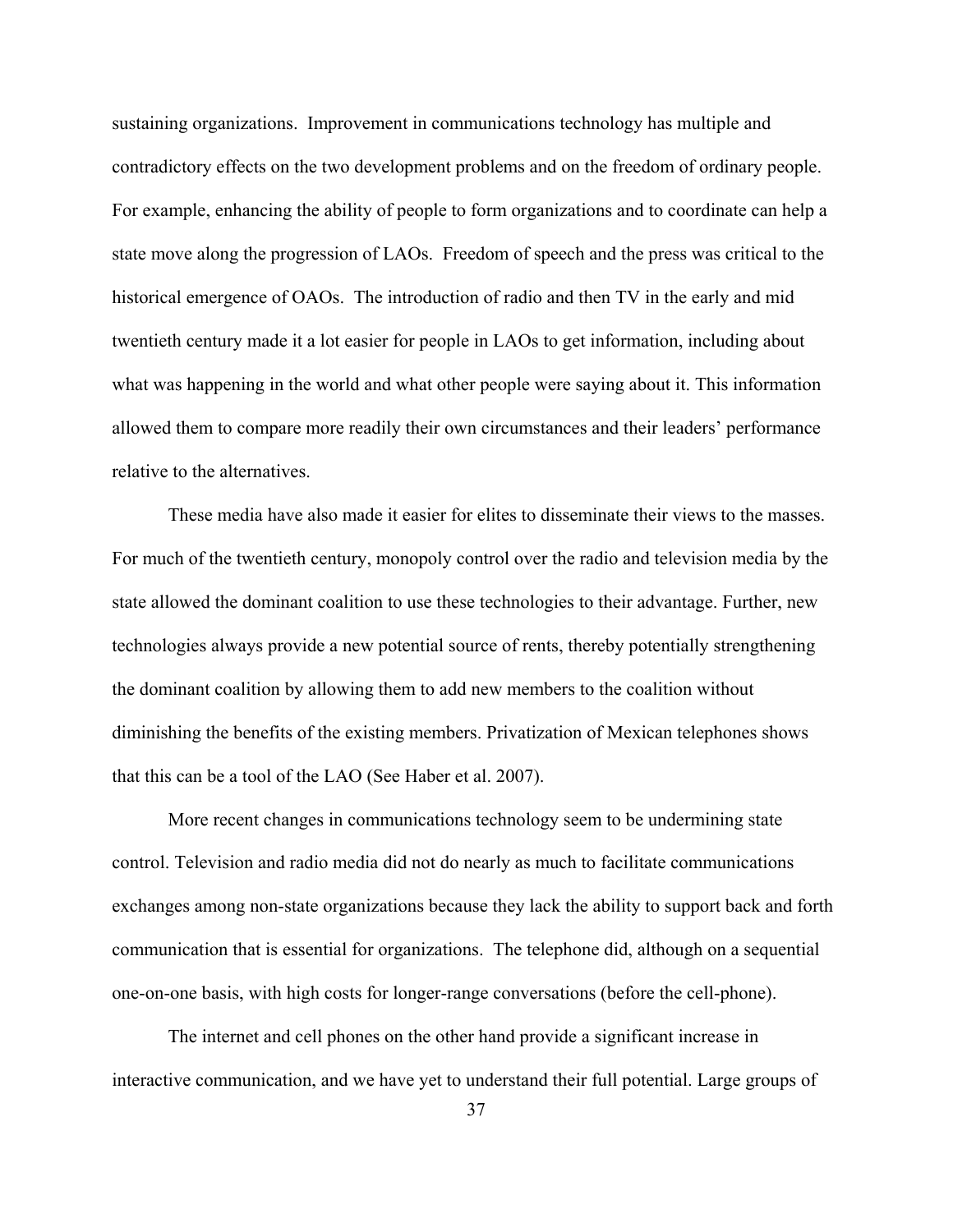sustaining organizations. Improvement in communications technology has multiple and contradictory effects on the two development problems and on the freedom of ordinary people. For example, enhancing the ability of people to form organizations and to coordinate can help a state move along the progression of LAOs. Freedom of speech and the press was critical to the historical emergence of OAOs. The introduction of radio and then TV in the early and mid twentieth century made it a lot easier for people in LAOs to get information, including about what was happening in the world and what other people were saying about it. This information allowed them to compare more readily their own circumstances and their leaders' performance relative to the alternatives.

These media have also made it easier for elites to disseminate their views to the masses. For much of the twentieth century, monopoly control over the radio and television media by the state allowed the dominant coalition to use these technologies to their advantage. Further, new technologies always provide a new potential source of rents, thereby potentially strengthening the dominant coalition by allowing them to add new members to the coalition without diminishing the benefits of the existing members. Privatization of Mexican telephones shows that this can be a tool of the LAO (See Haber et al. 2007).

More recent changes in communications technology seem to be undermining state control. Television and radio media did not do nearly as much to facilitate communications exchanges among non-state organizations because they lack the ability to support back and forth communication that is essential for organizations. The telephone did, although on a sequential one-on-one basis, with high costs for longer-range conversations (before the cell-phone).

The internet and cell phones on the other hand provide a significant increase in interactive communication, and we have yet to understand their full potential. Large groups of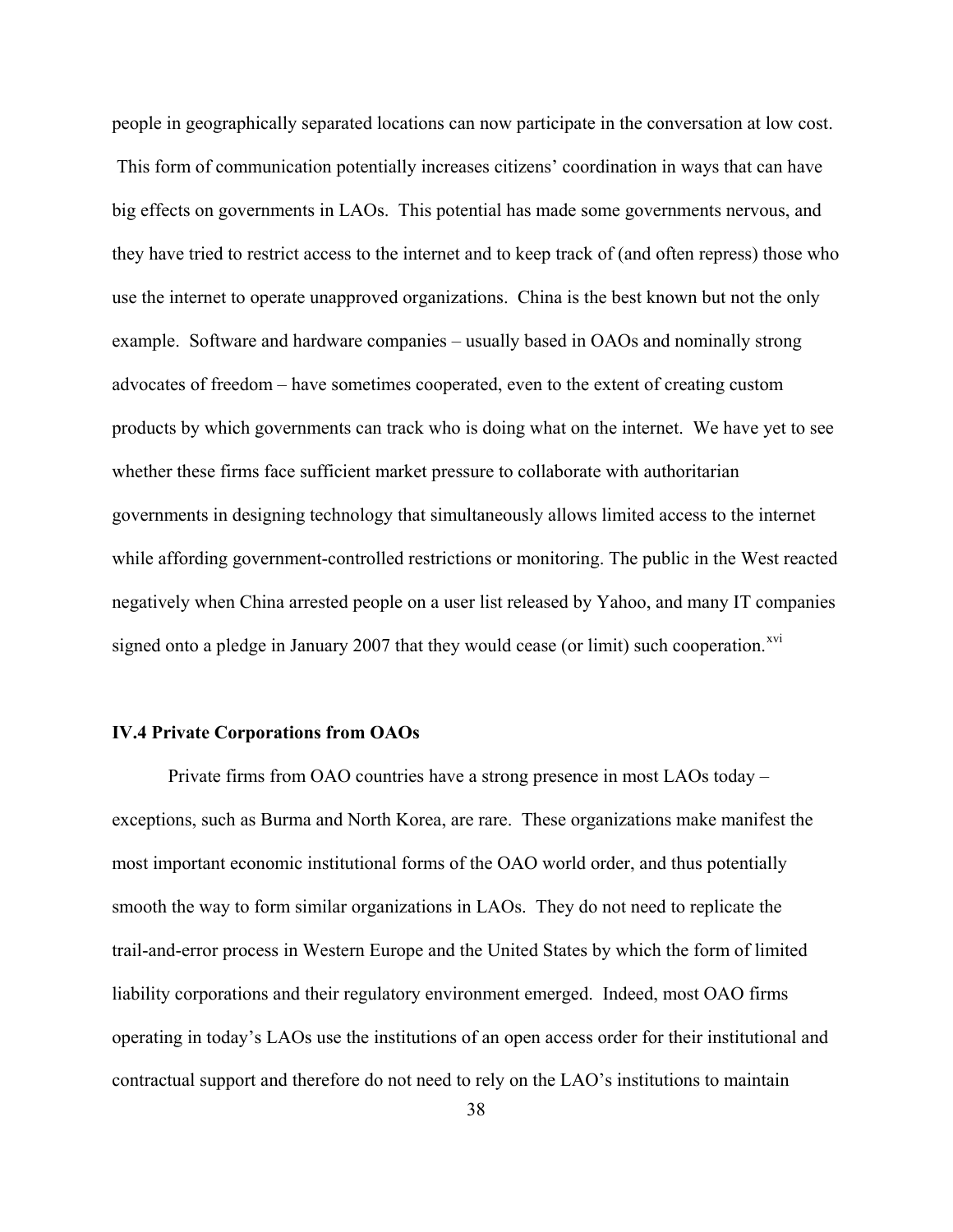people in geographically separated locations can now participate in the conversation at low cost. This form of communication potentially increases citizens' coordination in ways that can have big effects on governments in LAOs. This potential has made some governments nervous, and they have tried to restrict access to the internet and to keep track of (and often repress) those who use the internet to operate unapproved organizations. China is the best known but not the only example. Software and hardware companies – usually based in OAOs and nominally strong advocates of freedom – have sometimes cooperated, even to the extent of creating custom products by which governments can track who is doing what on the internet. We have yet to see whether these firms face sufficient market pressure to collaborate with authoritarian governments in designing technology that simultaneously allows limited access to the internet while affording government-controlled restrictions or monitoring. The public in the West reacted negatively when China arrested people on a user list released by Yahoo, and many IT companies signed onto a pledge in January 2007 that they would cease (or limit) such cooperation.[xvi]

### IV.4 Private Corporations from OAOs

Private firms from OAO countries have a strong presence in most LAOs today – exceptions, such as Burma and North Korea, are rare. These organizations make manifest the most important economic institutional forms of the OAO world order, and thus potentially smooth the way to form similar organizations in LAOs. They do not need to replicate the trail-and-error process in Western Europe and the United States by which the form of limited liability corporations and their regulatory environment emerged. Indeed, most OAO firms operating in today's LAOs use the institutions of an open access order for their institutional and contractual support and therefore do not need to rely on the LAO's institutions to maintain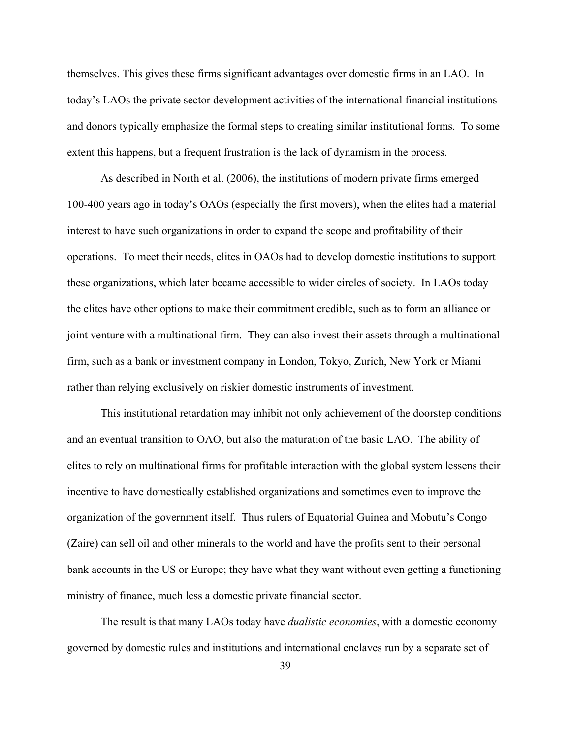themselves. This gives these firms significant advantages over domestic firms in an LAO. In today's LAOs the private sector development activities of the international financial institutions and donors typically emphasize the formal steps to creating similar institutional forms. To some extent this happens, but a frequent frustration is the lack of dynamism in the process.

As described in North et al. (2006), the institutions of modern private firms emerged 100-400 years ago in today's OAOs (especially the first movers), when the elites had a material interest to have such organizations in order to expand the scope and profitability of their operations. To meet their needs, elites in OAOs had to develop domestic institutions to support these organizations, which later became accessible to wider circles of society. In LAOs today the elites have other options to make their commitment credible, such as to form an alliance or joint venture with a multinational firm. They can also invest their assets through a multinational firm, such as a bank or investment company in London, Tokyo, Zurich, New York or Miami rather than relying exclusively on riskier domestic instruments of investment.

This institutional retardation may inhibit not only achievement of the doorstep conditions and an eventual transition to OAO, but also the maturation of the basic LAO. The ability of elites to rely on multinational firms for profitable interaction with the global system lessens their incentive to have domestically established organizations and sometimes even to improve the organization of the government itself. Thus rulers of Equatorial Guinea and Mobutu's Congo (Zaire) can sell oil and other minerals to the world and have the profits sent to their personal bank accounts in the US or Europe; they have what they want without even getting a functioning ministry of finance, much less a domestic private financial sector.

The result is that many LAOs today have *dualistic economies*, with a domestic economy governed by domestic rules and institutions and international enclaves run by a separate set of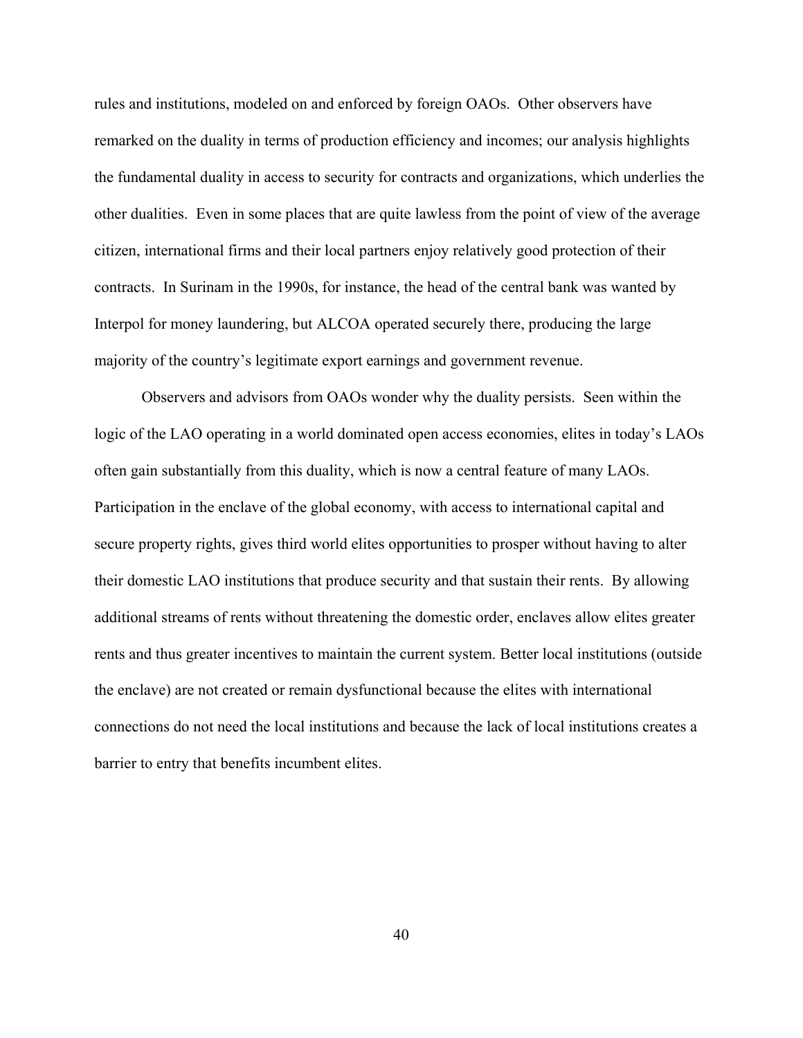rules and institutions, modeled on and enforced by foreign OAOs. Other observers have remarked on the duality in terms of production efficiency and incomes; our analysis highlights the fundamental duality in access to security for contracts and organizations, which underlies the other dualities. Even in some places that are quite lawless from the point of view of the average citizen, international firms and their local partners enjoy relatively good protection of their contracts. In Surinam in the 1990s, for instance, the head of the central bank was wanted by Interpol for money laundering, but ALCOA operated securely there, producing the large majority of the country's legitimate export earnings and government revenue.

Observers and advisors from OAOs wonder why the duality persists. Seen within the logic of the LAO operating in a world dominated open access economies, elites in today's LAOs often gain substantially from this duality, which is now a central feature of many LAOs. Participation in the enclave of the global economy, with access to international capital and secure property rights, gives third world elites opportunities to prosper without having to alter their domestic LAO institutions that produce security and that sustain their rents. By allowing additional streams of rents without threatening the domestic order, enclaves allow elites greater rents and thus greater incentives to maintain the current system. Better local institutions (outside the enclave) are not created or remain dysfunctional because the elites with international connections do not need the local institutions and because the lack of local institutions creates a barrier to entry that benefits incumbent elites.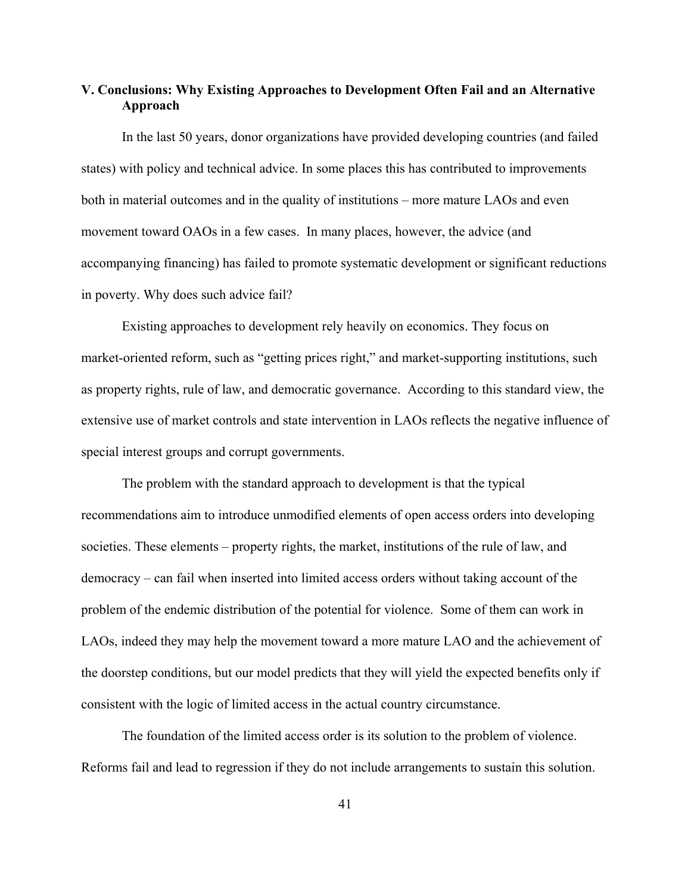## V. Conclusions: Why Existing Approaches to Development Often Fail and an Alternative Approach

In the last 50 years, donor organizations have provided developing countries (and failed states) with policy and technical advice. In some places this has contributed to improvements both in material outcomes and in the quality of institutions – more mature LAOs and even movement toward OAOs in a few cases. In many places, however, the advice (and accompanying financing) has failed to promote systematic development or significant reductions in poverty. Why does such advice fail?

Existing approaches to development rely heavily on economics. They focus on market-oriented reform, such as "getting prices right," and market-supporting institutions, such as property rights, rule of law, and democratic governance. According to this standard view, the extensive use of market controls and state intervention in LAOs reflects the negative influence of special interest groups and corrupt governments.

The problem with the standard approach to development is that the typical recommendations aim to introduce unmodified elements of open access orders into developing societies. These elements – property rights, the market, institutions of the rule of law, and democracy – can fail when inserted into limited access orders without taking account of the problem of the endemic distribution of the potential for violence. Some of them can work in LAOs, indeed they may help the movement toward a more mature LAO and the achievement of the doorstep conditions, but our model predicts that they will yield the expected benefits only if consistent with the logic of limited access in the actual country circumstance.

The foundation of the limited access order is its solution to the problem of violence. Reforms fail and lead to regression if they do not include arrangements to sustain this solution.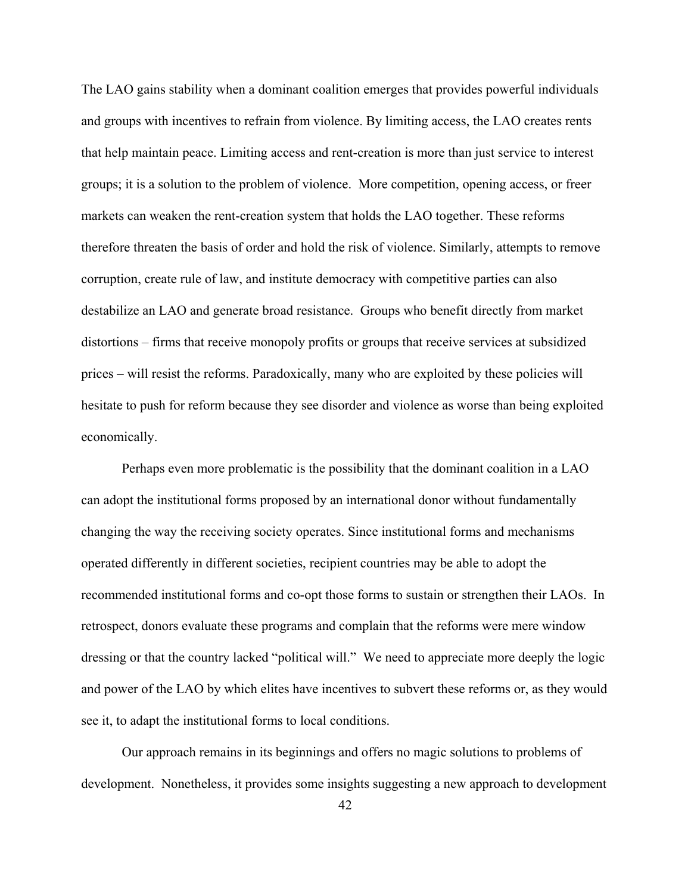The LAO gains stability when a dominant coalition emerges that provides powerful individuals and groups with incentives to refrain from violence. By limiting access, the LAO creates rents that help maintain peace. Limiting access and rent-creation is more than just service to interest groups; it is a solution to the problem of violence. More competition, opening access, or freer markets can weaken the rent-creation system that holds the LAO together. These reforms therefore threaten the basis of order and hold the risk of violence. Similarly, attempts to remove corruption, create rule of law, and institute democracy with competitive parties can also destabilize an LAO and generate broad resistance. Groups who benefit directly from market distortions – firms that receive monopoly profits or groups that receive services at subsidized prices – will resist the reforms. Paradoxically, many who are exploited by these policies will hesitate to push for reform because they see disorder and violence as worse than being exploited economically.

Perhaps even more problematic is the possibility that the dominant coalition in a LAO can adopt the institutional forms proposed by an international donor without fundamentally changing the way the receiving society operates. Since institutional forms and mechanisms operated differently in different societies, recipient countries may be able to adopt the recommended institutional forms and co-opt those forms to sustain or strengthen their LAOs. In retrospect, donors evaluate these programs and complain that the reforms were mere window dressing or that the country lacked "political will." We need to appreciate more deeply the logic and power of the LAO by which elites have incentives to subvert these reforms or, as they would see it, to adapt the institutional forms to local conditions.

Our approach remains in its beginnings and offers no magic solutions to problems of development. Nonetheless, it provides some insights suggesting a new approach to development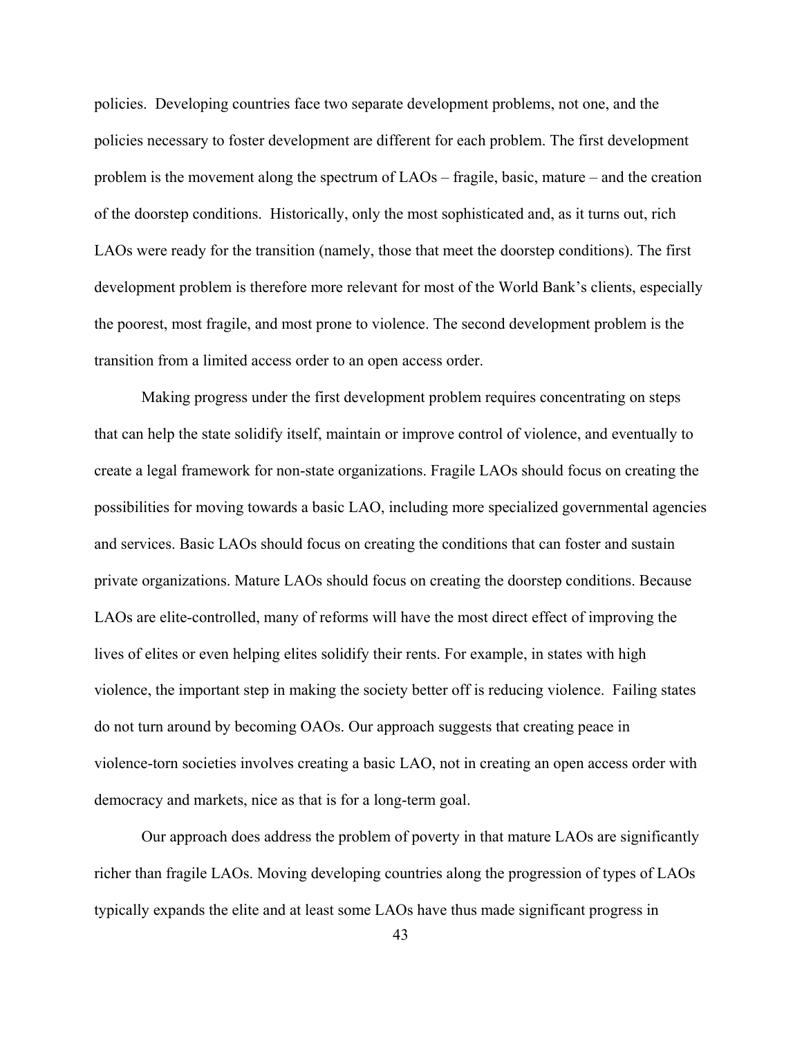policies. Developing countries face two separate development problems, not one, and the policies necessary to foster development are different for each problem. The first development problem is the movement along the spectrum of LAOs – fragile, basic, mature – and the creation of the doorstep conditions. Historically, only the most sophisticated and, as it turns out, rich LAOs were ready for the transition (namely, those that meet the doorstep conditions). The first development problem is therefore more relevant for most of the World Bank's clients, especially the poorest, most fragile, and most prone to violence. The second development problem is the transition from a limited access order to an open access order.

Making progress under the first development problem requires concentrating on steps that can help the state solidify itself, maintain or improve control of violence, and eventually to create a legal framework for non-state organizations. Fragile LAOs should focus on creating the possibilities for moving towards a basic LAO, including more specialized governmental agencies and services. Basic LAOs should focus on creating the conditions that can foster and sustain private organizations. Mature LAOs should focus on creating the doorstep conditions. Because LAOs are elite-controlled, many of reforms will have the most direct effect of improving the lives of elites or even helping elites solidify their rents. For example, in states with high violence, the important step in making the society better off is reducing violence. Failing states do not turn around by becoming OAOs. Our approach suggests that creating peace in violence-torn societies involves creating a basic LAO, not in creating an open access order with democracy and markets, nice as that is for a long-term goal.

Our approach does address the problem of poverty in that mature LAOs are significantly richer than fragile LAOs. Moving developing countries along the progression of types of LAOs typically expands the elite and at least some LAOs have thus made significant progress in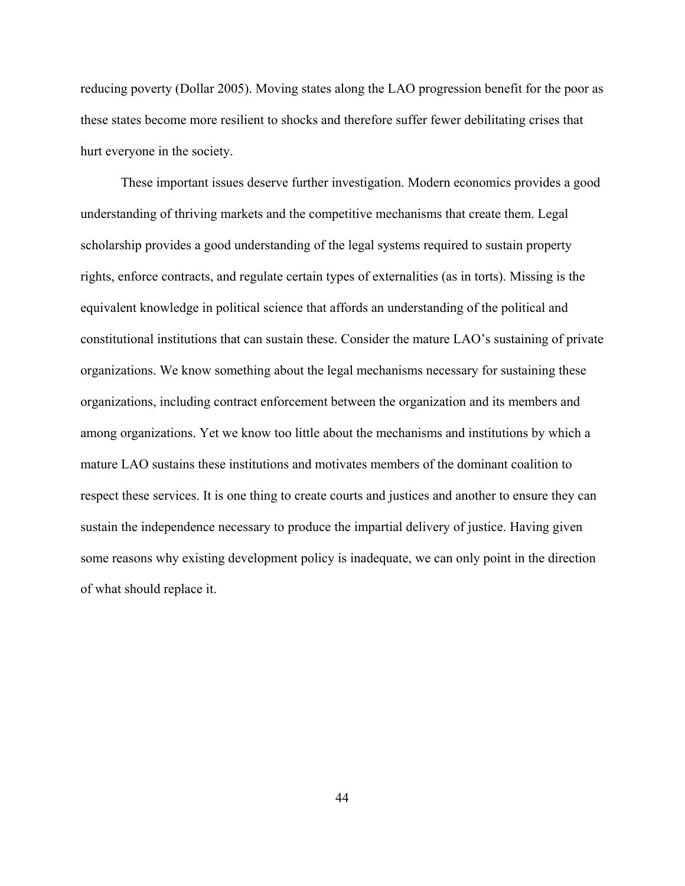reducing poverty (Dollar 2005). Moving states along the LAO progression benefit for the poor as these states become more resilient to shocks and therefore suffer fewer debilitating crises that hurt everyone in the society.

These important issues deserve further investigation. Modern economics provides a good understanding of thriving markets and the competitive mechanisms that create them. Legal scholarship provides a good understanding of the legal systems required to sustain property rights, enforce contracts, and regulate certain types of externalities (as in torts). Missing is the equivalent knowledge in political science that affords an understanding of the political and constitutional institutions that can sustain these. Consider the mature LAO's sustaining of private organizations. We know something about the legal mechanisms necessary for sustaining these organizations, including contract enforcement between the organization and its members and among organizations. Yet we know too little about the mechanisms and institutions by which a mature LAO sustains these institutions and motivates members of the dominant coalition to respect these services. It is one thing to create courts and justices and another to ensure they can sustain the independence necessary to produce the impartial delivery of justice. Having given some reasons why existing development policy is inadequate, we can only point in the direction of what should replace it.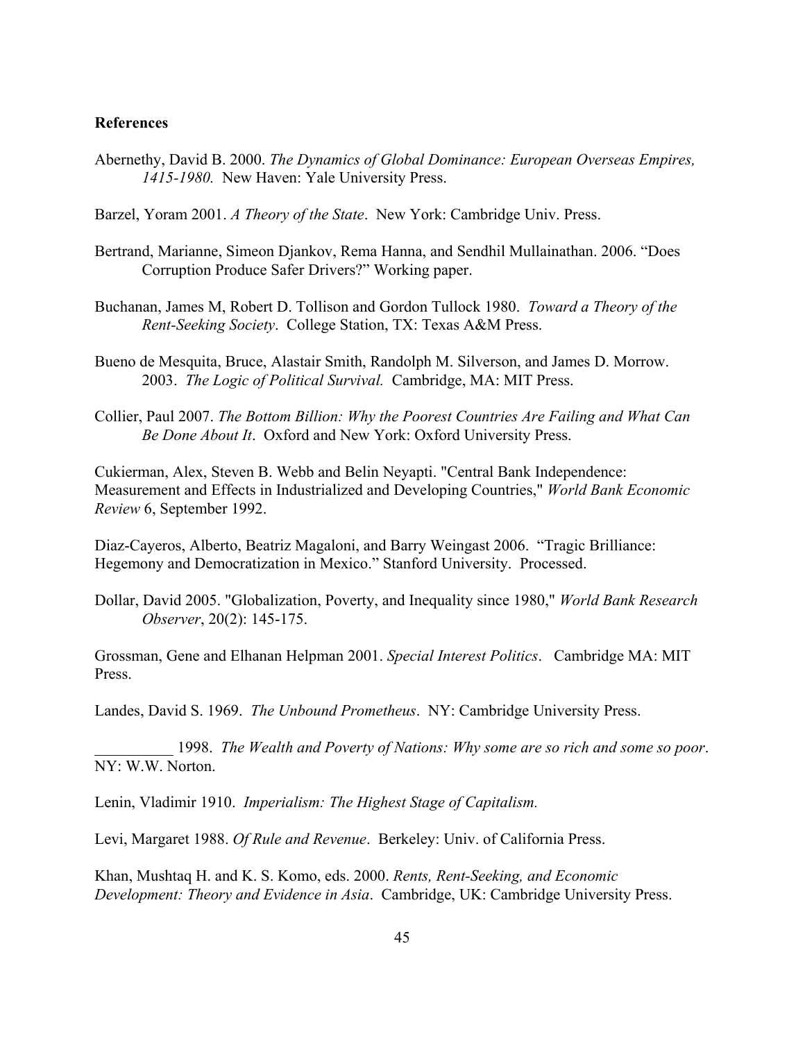**References**

Abernethy, David B. 2000. *The Dynamics of Global Dominance: European Overseas Empires, 1415-1980.* New Haven: Yale University Press.

Barzel, Yoram 2001. *A Theory of the State*. New York: Cambridge Univ. Press.

Bertrand, Marianne, Simeon Djankov, Rema Hanna, and Sendhil Mullainathan. 2006. "Does Corruption Produce Safer Drivers?" Working paper.

Buchanan, James M, Robert D. Tollison and Gordon Tullock 1980. *Toward a Theory of the Rent-Seeking Society*. College Station, TX: Texas A&M Press.

Bueno de Mesquita, Bruce, Alastair Smith, Randolph M. Silverson, and James D. Morrow. 2003. *The Logic of Political Survival.* Cambridge, MA: MIT Press.

Collier, Paul 2007. *The Bottom Billion: Why the Poorest Countries Are Failing and What Can Be Done About It*. Oxford and New York: Oxford University Press.

Cukierman, Alex, Steven B. Webb and Belin Neyapti. "Central Bank Independence: Measurement and Effects in Industrialized and Developing Countries," *World Bank Economic Review* 6, September 1992.

Diaz-Cayeros, Alberto, Beatriz Magaloni, and Barry Weingast 2006. "Tragic Brilliance: Hegemony and Democratization in Mexico." Stanford University. Processed.

Dollar, David 2005. "Globalization, Poverty, and Inequality since 1980," *World Bank Research Observer*, 20(2): 145-175.

Grossman, Gene and Elhanan Helpman 2001. *Special Interest Politics*. Cambridge MA: MIT Press.

Landes, David S. 1969. *The Unbound Prometheus*. NY: Cambridge University Press.

__________ 1998. *The Wealth and Poverty of Nations: Why some are so rich and some so poor*. NY: W.W. Norton.

Lenin, Vladimir 1910. *Imperialism: The Highest Stage of Capitalism.*

Levi, Margaret 1988. *Of Rule and Revenue*. Berkeley: Univ. of California Press.

Khan, Mushtaq H. and K. S. Komo, eds. 2000. *Rents, Rent-Seeking, and Economic Development: Theory and Evidence in Asia*. Cambridge, UK: Cambridge University Press.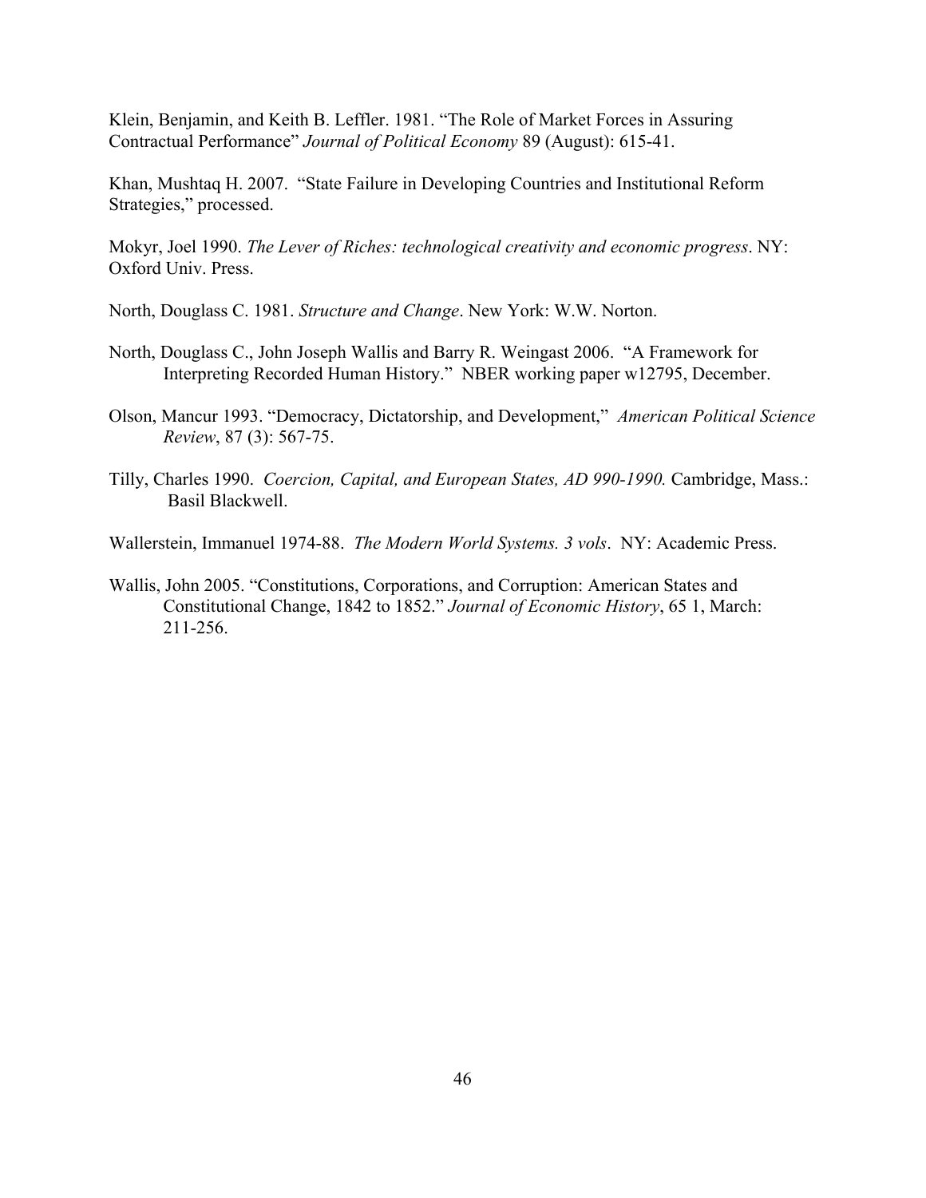Klein, Benjamin, and Keith B. Leffler. 1981. "The Role of Market Forces in Assuring Contractual Performance" *Journal of Political Economy* 89 (August): 615-41.

Khan, Mushtaq H. 2007. "State Failure in Developing Countries and Institutional Reform Strategies," processed.

Mokyr, Joel 1990. *The Lever of Riches: technological creativity and economic progress*. NY: Oxford Univ. Press.

North, Douglass C. 1981. *Structure and Change*. New York: W.W. Norton.

North, Douglass C., John Joseph Wallis and Barry R. Weingast 2006. "A Framework for Interpreting Recorded Human History." NBER working paper w12795, December.

Olson, Mancur 1993. "Democracy, Dictatorship, and Development," *American Political Science Review*, 87 (3): 567-75.

Tilly, Charles 1990. *Coercion, Capital, and European States, AD 990-1990.* Cambridge, Mass.: Basil Blackwell.

Wallerstein, Immanuel 1974-88. *The Modern World Systems. 3 vols*. NY: Academic Press.

Wallis, John 2005. "Constitutions, Corporations, and Corruption: American States and Constitutional Change, 1842 to 1852." *Journal of Economic History*, 65 1, March: 211-256.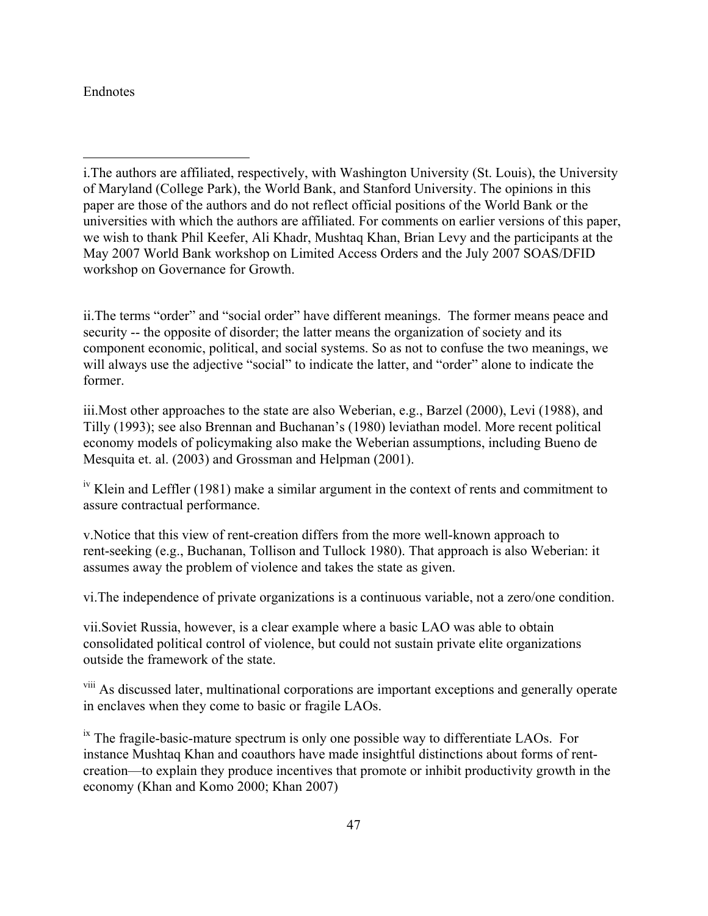Endnotes

i.The authors are affiliated, respectively, with Washington University (St. Louis), the University of Maryland (College Park), the World Bank, and Stanford University. The opinions in this paper are those of the authors and do not reflect official positions of the World Bank or the universities with which the authors are affiliated. For comments on earlier versions of this paper, we wish to thank Phil Keefer, Ali Khadr, Mushtaq Khan, Brian Levy and the participants at the May 2007 World Bank workshop on Limited Access Orders and the July 2007 SOAS/DFID workshop on Governance for Growth.

ii.The terms "order" and "social order" have different meanings. The former means peace and security -- the opposite of disorder; the latter means the organization of society and its component economic, political, and social systems. So as not to confuse the two meanings, we will always use the adjective "social" to indicate the latter, and "order" alone to indicate the former.

iii.Most other approaches to the state are also Weberian, e.g., Barzel (2000), Levi (1988), and Tilly (1993); see also Brennan and Buchanan's (1980) leviathan model. More recent political economy models of policymaking also make the Weberian assumptions, including Bueno de Mesquita et. al. (2003) and Grossman and Helpman (2001).

[iv] Klein and Leffler (1981) make a similar argument in the context of rents and commitment to assure contractual performance.

v.Notice that this view of rent-creation differs from the more well-known approach to rent-seeking (e.g., Buchanan, Tollison and Tullock 1980). That approach is also Weberian: it assumes away the problem of violence and takes the state as given.

vi.The independence of private organizations is a continuous variable, not a zero/one condition.

vii.Soviet Russia, however, is a clear example where a basic LAO was able to obtain consolidated political control of violence, but could not sustain private elite organizations outside the framework of the state.

[viii] As discussed later, multinational corporations are important exceptions and generally operate in enclaves when they come to basic or fragile LAOs.

[ix] The fragile-basic-mature spectrum is only one possible way to differentiate LAOs. For instance Mushtaq Khan and coauthors have made insightful distinctions about forms of rent-creation—to explain they produce incentives that promote or inhibit productivity growth in the economy (Khan and Komo 2000; Khan 2007)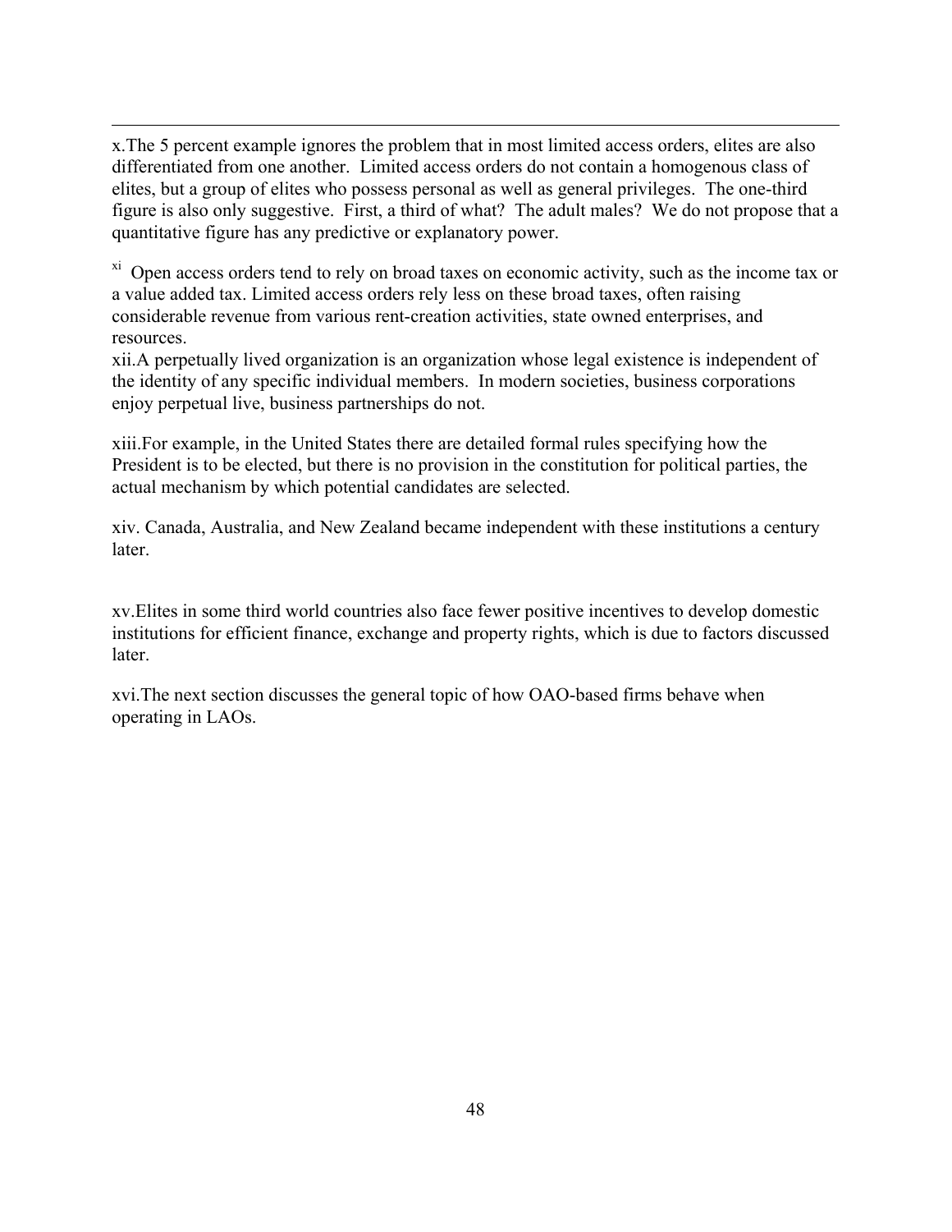x.The 5 percent example ignores the problem that in most limited access orders, elites are also differentiated from one another. Limited access orders do not contain a homogenous class of elites, but a group of elites who possess personal as well as general privileges. The one-third figure is also only suggestive. First, a third of what? The adult males? We do not propose that a quantitative figure has any predictive or explanatory power.

xi Open access orders tend to rely on broad taxes on economic activity, such as the income tax or a value added tax. Limited access orders rely less on these broad taxes, often raising considerable revenue from various rent-creation activities, state owned enterprises, and resources.

xii.A perpetually lived organization is an organization whose legal existence is independent of the identity of any specific individual members. In modern societies, business corporations enjoy perpetual live, business partnerships do not.

xiii.For example, in the United States there are detailed formal rules specifying how the President is to be elected, but there is no provision in the constitution for political parties, the actual mechanism by which potential candidates are selected.

xiv. Canada, Australia, and New Zealand became independent with these institutions a century later.

xv.Elites in some third world countries also face fewer positive incentives to develop domestic institutions for efficient finance, exchange and property rights, which is due to factors discussed later.

xvi.The next section discusses the general topic of how OAO-based firms behave when operating in LAOs.